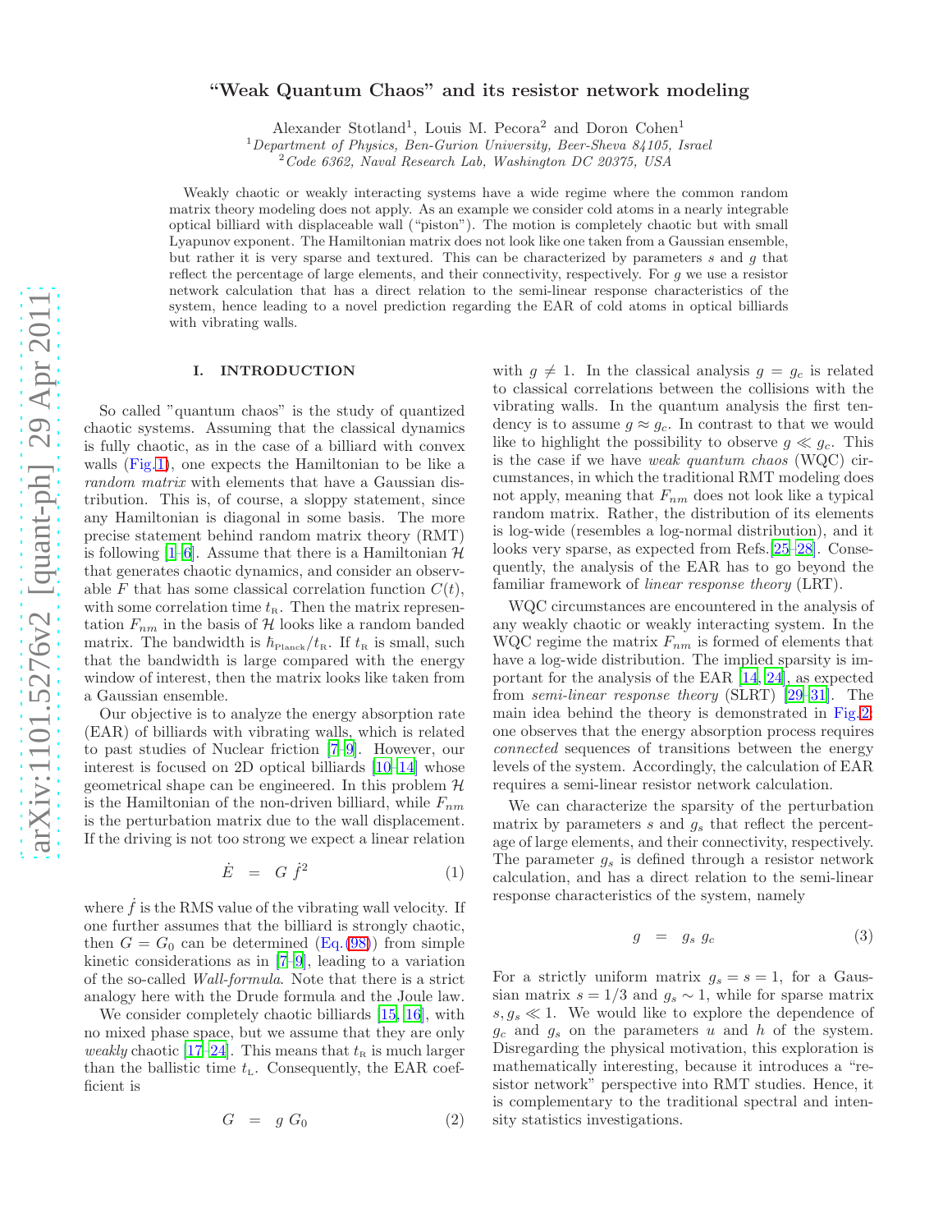# "Weak Quantum Chaos" and its resistor network modeling

Alexander Stotland[1], Louis M. Pecora[2] and Doron Cohen[1]

[1] *Department of Physics, Ben-Gurion University, Beer-Sheva 84105, Israel*
[2] *Code 6362, Naval Research Lab, Washington DC 20375, USA*

Weakly chaotic or weakly interacting systems have a wide regime where the common random matrix theory modeling does not apply. As an example we consider cold atoms in a nearly integrable optical billiard with displaceable wall ("piston"). The motion is completely chaotic but with small Lyapunov exponent. The Hamiltonian matrix does not look like one taken from a Gaussian ensemble, but rather it is very sparse and textured. This can be characterized by parameters $s$ and $g$ that reflect the percentage of large elements, and their connectivity, respectively. For $g$ we use a resistor network calculation that has a direct relation to the semi-linear response characteristics of the system, hence leading to a novel prediction regarding the EAR of cold atoms in optical billiards with vibrating walls.

## I. INTRODUCTION

So called "quantum chaos" is the study of quantized chaotic systems. Assuming that the classical dynamics is fully chaotic, as in the case of a billiard with convex walls (Fig.1), one expects the Hamiltonian to be like a *random matrix* with elements that have a Gaussian distribution. This is, of course, a sloppy statement, since any Hamiltonian is diagonal in some basis. The more precise statement behind random matrix theory (RMT) is following [1–6]. Assume that there is a Hamiltonian $\mathcal{H}$ that generates chaotic dynamics, and consider an observable $F$ that has some classical correlation function $C(t)$, with some correlation time $t_{\text{R}}$. Then the matrix representation $F_{nm}$ in the basis of $\mathcal{H}$ looks like a random banded matrix. The bandwidth is $\hbar_{\text{Planck}}/t_{\text{R}}$. If $t_{\text{R}}$ is small, such that the bandwidth is large compared with the energy window of interest, then the matrix looks like taken from a Gaussian ensemble.

Our objective is to analyze the energy absorption rate (EAR) of billiards with vibrating walls, which is related to past studies of Nuclear friction [7–9]. However, our interest is focused on 2D optical billiards [10–14] whose geometrical shape can be engineered. In this problem $\mathcal{H}$ is the Hamiltonian of the non-driven billiard, while $F_{nm}$ is the perturbation matrix due to the wall displacement. If the driving is not too strong we expect a linear relation

$$\dot{E} \;=\; G\,\dot{f}^2 \qquad (1)$$

where $\dot{f}$ is the RMS value of the vibrating wall velocity. If one further assumes that the billiard is strongly chaotic, then $G = G_0$ can be determined (Eq.(98)) from simple kinetic considerations as in [7–9], leading to a variation of the so-called *Wall-formula*. Note that there is a strict analogy here with the Drude formula and the Joule law.

We consider completely chaotic billiards [15, 16], with no mixed phase space, but we assume that they are only *weakly* chaotic [17–24]. This means that $t_{\text{R}}$ is much larger than the ballistic time $t_{\text{L}}$. Consequently, the EAR coefficient is

$$G \;=\; g\,G_0 \qquad (2)$$

with $g \neq 1$. In the classical analysis $g = g_c$ is related to classical correlations between the collisions with the vibrating walls. In the quantum analysis the first tendency is to assume $g \approx g_c$. In contrast to that we would like to highlight the possibility to observe $g \ll g_c$. This is the case if we have *weak quantum chaos* (WQC) circumstances, in which the traditional RMT modeling does not apply, meaning that $F_{nm}$ does not look like a typical random matrix. Rather, the distribution of its elements is log-wide (resembles a log-normal distribution), and it looks very sparse, as expected from Refs.[25–28]. Consequently, the analysis of the EAR has to go beyond the familiar framework of *linear response theory* (LRT).

WQC circumstances are encountered in the analysis of any weakly chaotic or weakly interacting system. In the WQC regime the matrix $F_{nm}$ is formed of elements that have a log-wide distribution. The implied sparsity is important for the analysis of the EAR [14, 24], as expected from *semi-linear response theory* (SLRT) [29–31]. The main idea behind the theory is demonstrated in Fig.2: one observes that the energy absorption process requires *connected* sequences of transitions between the energy levels of the system. Accordingly, the calculation of EAR requires a semi-linear resistor network calculation.

We can characterize the sparsity of the perturbation matrix by parameters $s$ and $g_s$ that reflect the percentage of large elements, and their connectivity, respectively. The parameter $g_s$ is defined through a resistor network calculation, and has a direct relation to the semi-linear response characteristics of the system, namely

$$g \;=\; g_s\,g_c \qquad (3)$$

For a strictly uniform matrix $g_s = s = 1$, for a Gaussian matrix $s = 1/3$ and $g_s \sim 1$, while for sparse matrix $s, g_s \ll 1$. We would like to explore the dependence of $g_c$ and $g_s$ on the parameters $u$ and $h$ of the system. Disregarding the physical motivation, this exploration is mathematically interesting, because it introduces a "resistor network" perspective into RMT studies. Hence, it is complementary to the traditional spectral and intensity statistics investigations.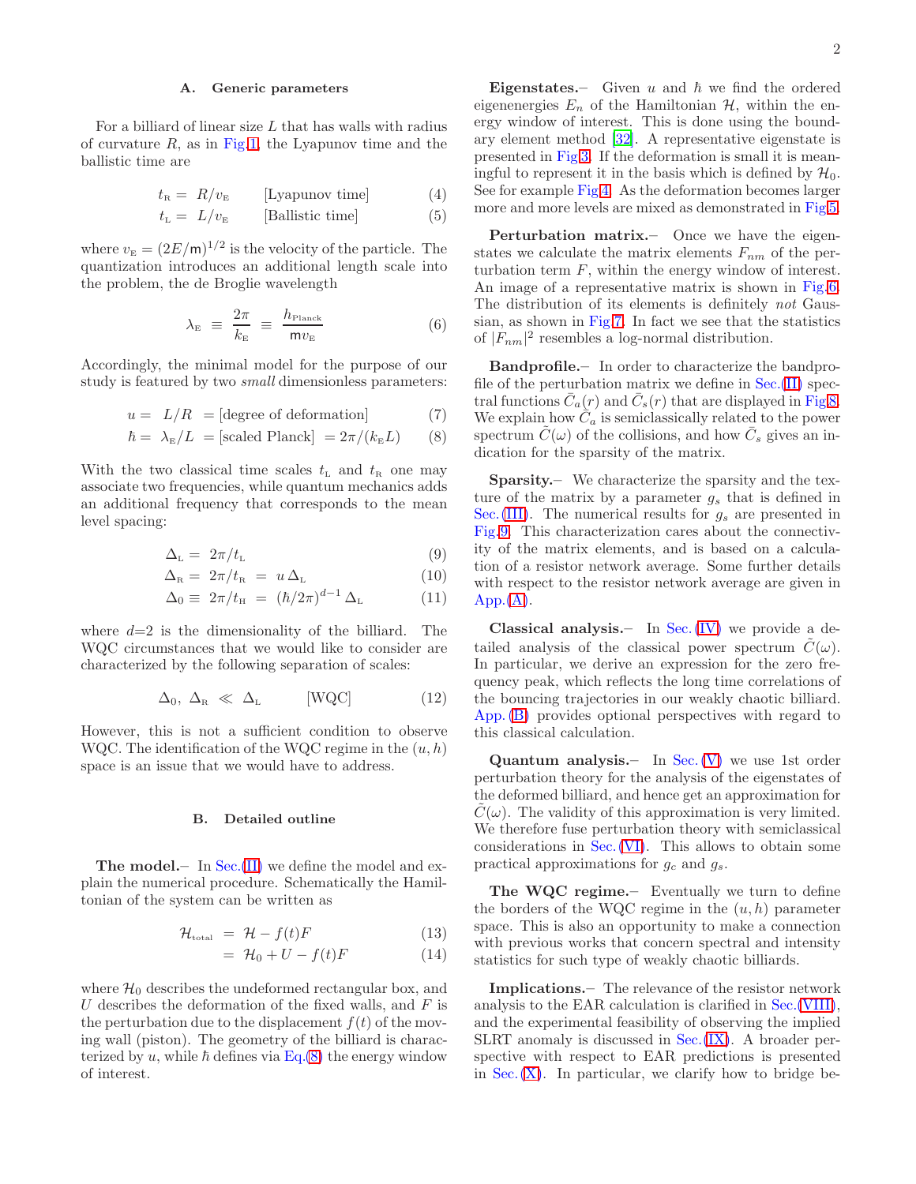### A. Generic parameters

For a billiard of linear size $L$ that has walls with radius of curvature $R$, as in Fig.1, the Lyapunov time and the ballistic time are

$$t_{\text{R}} = R/v_{\text{E}} \qquad \text{[Lyapunov time]} \tag{4}$$

$$t_{\text{L}} = L/v_{\text{E}} \qquad \text{[Ballistic time]} \tag{5}$$

where $v_{\text{E}} = (2E/\mathsf{m})^{1/2}$ is the velocity of the particle. The quantization introduces an additional length scale into the problem, the de Broglie wavelength

$$\lambda_{\text{E}} \equiv \frac{2\pi}{k_{\text{E}}} \equiv \frac{h_{\text{Planck}}}{\mathsf{m}v_{\text{E}}} \tag{6}$$

Accordingly, the minimal model for the purpose of our study is featured by two *small* dimensionless parameters:

$$u = L/R = \text{[degree of deformation]} \tag{7}$$

$$\hbar = \lambda_{\text{E}}/L = \text{[scaled Planck]} = 2\pi/(k_{\text{E}}L) \tag{8}$$

With the two classical time scales $t_{\text{L}}$ and $t_{\text{R}}$ one may associate two frequencies, while quantum mechanics adds an additional frequency that corresponds to the mean level spacing:

$$\Delta_{\text{L}} = 2\pi/t_{\text{L}} \tag{9}$$

$$\Delta_{\text{R}} = 2\pi/t_{\text{R}} = u\,\Delta_{\text{L}} \tag{10}$$

$$\Delta_0 \equiv 2\pi/t_{\text{H}} = (\hbar/2\pi)^{d-1}\,\Delta_{\text{L}} \tag{11}$$

where $d$=2 is the dimensionality of the billiard. The WQC circumstances that we would like to consider are characterized by the following separation of scales:

$$\Delta_0,\ \Delta_{\text{R}} \ll \Delta_{\text{L}} \qquad \text{[WQC]} \tag{12}$$

However, this is not a sufficient condition to observe WQC. The identification of the WQC regime in the $(u, h)$ space is an issue that we would have to address.

### B. Detailed outline

**The model.**– In Sec.(II) we define the model and explain the numerical procedure. Schematically the Hamiltonian of the system can be written as

$$\mathcal{H}_{\text{total}} = \mathcal{H} - f(t)F \tag{13}$$

$$= \mathcal{H}_0 + U - f(t)F \tag{14}$$

where $\mathcal{H}_0$ describes the undeformed rectangular box, and $U$ describes the deformation of the fixed walls, and $F$ is the perturbation due to the displacement $f(t)$ of the moving wall (piston). The geometry of the billiard is characterized by $u$, while $\hbar$ defines via Eq.(8) the energy window of interest.

**Eigenstates.**– Given $u$ and $\hbar$ we find the ordered eigenenergies $E_n$ of the Hamiltonian $\mathcal{H}$, within the energy window of interest. This is done using the boundary element method [32]. A representative eigenstate is presented in Fig.3. If the deformation is small it is meaningful to represent it in the basis which is defined by $\mathcal{H}_0$. See for example Fig.4. As the deformation becomes larger more and more levels are mixed as demonstrated in Fig.5.

**Perturbation matrix.**– Once we have the eigenstates we calculate the matrix elements $F_{nm}$ of the perturbation term $F$, within the energy window of interest. An image of a representative matrix is shown in Fig.6. The distribution of its elements is definitely *not* Gaussian, as shown in Fig.7. In fact we see that the statistics of $|F_{nm}|^2$ resembles a log-normal distribution.

**Bandprofile.**– In order to characterize the bandprofile of the perturbation matrix we define in Sec.(II) spectral functions $\bar{C}_a(r)$ and $\bar{C}_s(r)$ that are displayed in Fig.8. We explain how $\bar{C}_a$ is semiclassically related to the power spectrum $\tilde{C}(\omega)$ of the collisions, and how $\bar{C}_s$ gives an indication for the sparsity of the matrix.

**Sparsity.**– We characterize the sparsity and the texture of the matrix by a parameter $g_s$ that is defined in Sec.(III). The numerical results for $g_s$ are presented in Fig.9. This characterization cares about the connectivity of the matrix elements, and is based on a calculation of a resistor network average. Some further details with respect to the resistor network average are given in App.(A).

**Classical analysis.**– In Sec.(IV) we provide a detailed analysis of the classical power spectrum $\tilde{C}(\omega)$. In particular, we derive an expression for the zero frequency peak, which reflects the long time correlations of the bouncing trajectories in our weakly chaotic billiard. App.(B) provides optional perspectives with regard to this classical calculation.

**Quantum analysis.**– In Sec.(V) we use 1st order perturbation theory for the analysis of the eigenstates of the deformed billiard, and hence get an approximation for $\tilde{C}(\omega)$. The validity of this approximation is very limited. We therefore fuse perturbation theory with semiclassical considerations in Sec.(VI). This allows to obtain some practical approximations for $g_c$ and $g_s$.

**The WQC regime.**– Eventually we turn to define the borders of the WQC regime in the $(u, h)$ parameter space. This is also an opportunity to make a connection with previous works that concern spectral and intensity statistics for such type of weakly chaotic billiards.

**Implications.**– The relevance of the resistor network analysis to the EAR calculation is clarified in Sec.(VIII), and the experimental feasibility of observing the implied SLRT anomaly is discussed in Sec.(IX). A broader perspective with respect to EAR predictions is presented in Sec.(X). In particular, we clarify how to bridge be-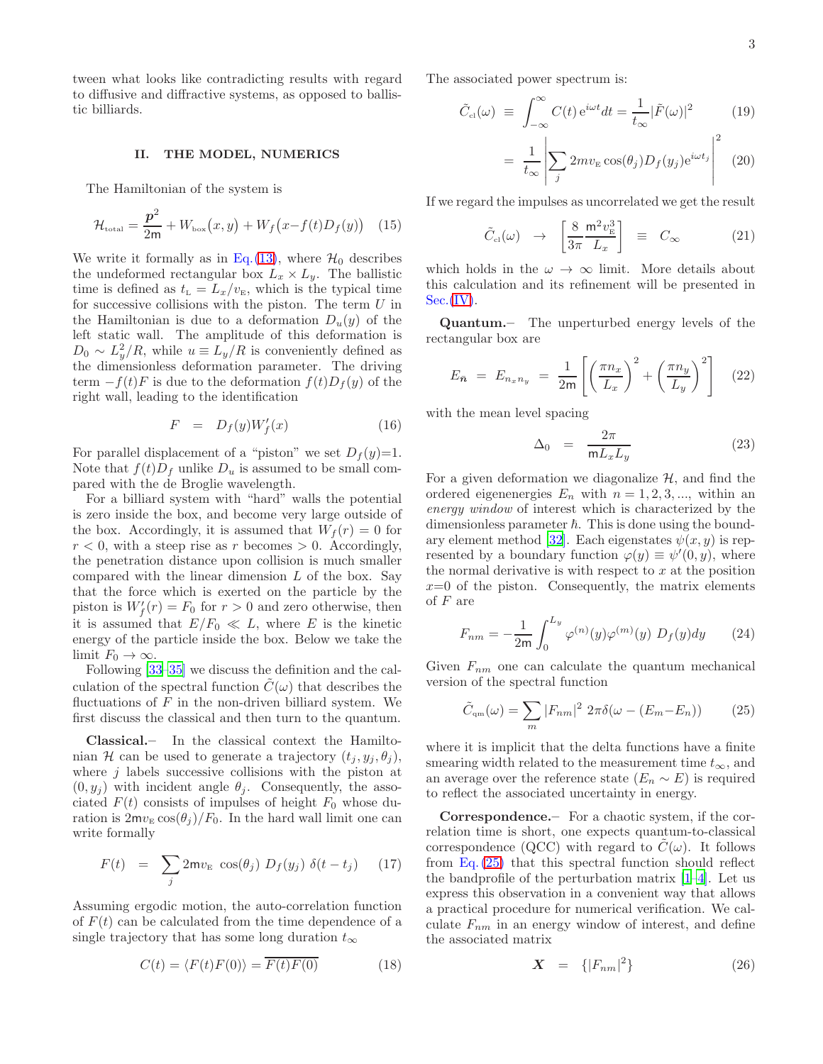tween what looks like contradicting results with regard to diffusive and diffractive systems, as opposed to ballistic billiards.

## II. THE MODEL, NUMERICS

The Hamiltonian of the system is

$$\mathcal{H}_{\text{total}} = \frac{\boldsymbol{p}^2}{2\mathsf{m}} + W_{\text{box}}(x,y) + W_f\big(x - f(t)D_f(y)\big) \quad (15)$$

We write it formally as in Eq.(13), where $\mathcal{H}_0$ describes the undeformed rectangular box $L_x \times L_y$. The ballistic time is defined as $t_{\text{L}} = L_x/v_{\text{E}}$, which is the typical time for successive collisions with the piston. The term $U$ in the Hamiltonian is due to a deformation $D_u(y)$ of the left static wall. The amplitude of this deformation is $D_0 \sim L_y^2/R$, while $u \equiv L_y/R$ is conveniently defined as the dimensionless deformation parameter. The driving term $-f(t)F$ is due to the deformation $f(t)D_f(y)$ of the right wall, leading to the identification

$$F \;=\; D_f(y) W_f'(x) \quad (16)$$

For parallel displacement of a "piston" we set $D_f(y){=}1$. Note that $f(t)D_f$ unlike $D_u$ is assumed to be small compared with the de Broglie wavelength.

For a billiard system with "hard" walls the potential is zero inside the box, and become very large outside of the box. Accordingly, it is assumed that $W_f(r) = 0$ for $r < 0$, with a steep rise as $r$ becomes $> 0$. Accordingly, the penetration distance upon collision is much smaller compared with the linear dimension $L$ of the box. Say that the force which is exerted on the particle by the piston is $W_f'(r) = F_0$ for $r > 0$ and zero otherwise, then it is assumed that $E/F_0 \ll L$, where $E$ is the kinetic energy of the particle inside the box. Below we take the limit $F_0 \to \infty$.

Following [33–35] we discuss the definition and the calculation of the spectral function $\tilde{C}(\omega)$ that describes the fluctuations of $F$ in the non-driven billiard system. We first discuss the classical and then turn to the quantum.

**Classical.–** In the classical context the Hamiltonian $\mathcal{H}$ can be used to generate a trajectory $(t_j, y_j, \theta_j)$, where $j$ labels successive collisions with the piston at $(0, y_j)$ with incident angle $\theta_j$. Consequently, the associated $F(t)$ consists of impulses of height $F_0$ whose duration is $2\mathsf{m}v_{\text{E}}\cos(\theta_j)/F_0$. In the hard wall limit one can write formally

$$F(t) \;=\; \sum_j 2\mathsf{m}v_{\text{E}}\,\cos(\theta_j)\; D_f(y_j)\;\delta(t - t_j) \quad (17)$$

Assuming ergodic motion, the auto-correlation function of $F(t)$ can be calculated from the time dependence of a single trajectory that has some long duration $t_\infty$

$$C(t) = \langle F(t)F(0)\rangle = \overline{F(t)F(0)} \quad (18)$$

The associated power spectrum is:

$$\tilde{C}_{\text{cl}}(\omega) \;\equiv\; \int_{-\infty}^{\infty} C(t)\,\mathrm{e}^{i\omega t}dt = \frac{1}{t_\infty}|\tilde{F}(\omega)|^2 \quad (19)$$

$$= \frac{1}{t_\infty}\left|\sum_j 2\mathsf{m}v_{\text{E}}\cos(\theta_j)D_f(y_j)\mathrm{e}^{i\omega t_j}\right|^2 \quad (20)$$

If we regard the impulses as uncorrelated we get the result

$$\tilde{C}_{\text{cl}}(\omega) \;\to\; \left[\frac{8}{3\pi}\frac{\mathsf{m}^2 v_{\text{E}}^3}{L_x}\right] \;\equiv\; C_\infty \quad (21)$$

which holds in the $\omega \to \infty$ limit. More details about this calculation and its refinement will be presented in Sec.(IV).

**Quantum.–** The unperturbed energy levels of the rectangular box are

$$E_{\bar{n}} \;=\; E_{n_x n_y} \;=\; \frac{1}{2\mathsf{m}}\left[\left(\frac{\pi n_x}{L_x}\right)^2 + \left(\frac{\pi n_y}{L_y}\right)^2\right] \quad (22)$$

with the mean level spacing

$$\Delta_0 \;=\; \frac{2\pi}{\mathsf{m}L_x L_y} \quad (23)$$

For a given deformation we diagonalize $\mathcal{H}$, and find the ordered eigenenergies $E_n$ with $n = 1, 2, 3, ...,$ within an *energy window* of interest which is characterized by the dimensionless parameter $\hbar$. This is done using the boundary element method [32]. Each eigenstates $\psi(x,y)$ is represented by a boundary function $\varphi(y) \equiv \psi'(0,y)$, where the normal derivative is with respect to $x$ at the position $x{=}0$ of the piston. Consequently, the matrix elements of $F$ are

$$F_{nm} = -\frac{1}{2\mathsf{m}}\int_0^{L_y} \varphi^{(n)}(y)\varphi^{(m)}(y)\; D_f(y)dy \quad (24)$$

Given $F_{nm}$ one can calculate the quantum mechanical version of the spectral function

$$\tilde{C}_{\text{qm}}(\omega) = \sum_m |F_{nm}|^2\; 2\pi\delta(\omega - (E_m - E_n)) \quad (25)$$

where it is implicit that the delta functions have a finite smearing width related to the measurement time $t_\infty$, and an average over the reference state ($E_n \sim E$) is required to reflect the associated uncertainty in energy.

**Correspondence.–** For a chaotic system, if the correlation time is short, one expects quantum-to-classical correspondence (QCC) with regard to $\tilde{C}(\omega)$. It follows from Eq.(25) that this spectral function should reflect the bandprofile of the perturbation matrix [1–4]. Let us express this observation in a convenient way that allows a practical procedure for numerical verification. We calculate $F_{nm}$ in an energy window of interest, and define the associated matrix

$$\boldsymbol{X} \;=\; \{|F_{nm}|^2\} \quad (26)$$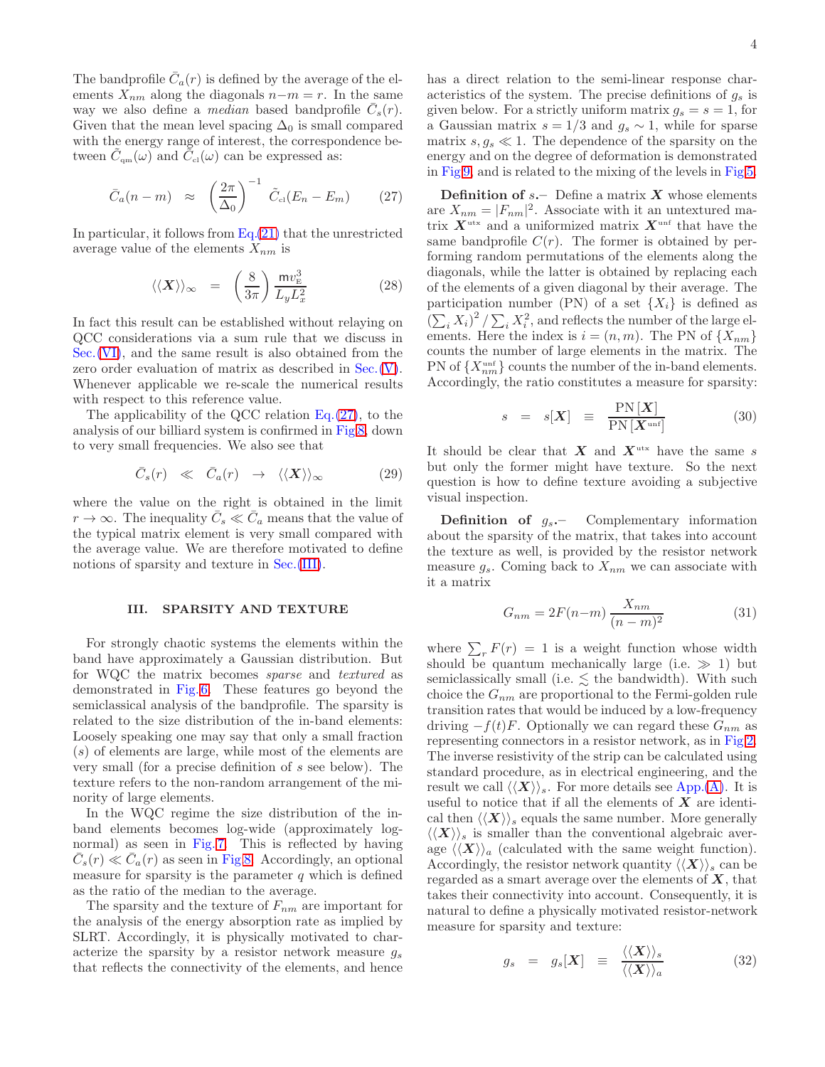The bandprofile $\bar{C}_a(r)$ is defined by the average of the elements $X_{nm}$ along the diagonals $n-m = r$. In the same way we also define a *median* based bandprofile $\bar{C}_s(r)$. Given that the mean level spacing $\Delta_0$ is small compared with the energy range of interest, the correspondence between $\tilde{C}_{\text{qm}}(\omega)$ and $\tilde{C}_{\text{cl}}(\omega)$ can be expressed as:

$$\bar{C}_a(n-m) \quad \approx \quad \left(\frac{2\pi}{\Delta_0}\right)^{-1} \tilde{C}_{\text{cl}}(E_n - E_m) \tag{27}$$

In particular, it follows from Eq.(21) that the unrestricted average value of the elements $X_{nm}$ is

$$\langle\langle \boldsymbol{X} \rangle\rangle_\infty \quad = \quad \left(\frac{8}{3\pi}\right) \frac{\mathsf{m} v_{\text{E}}^3}{L_y L_x^2} \tag{28}$$

In fact this result can be established without relaying on QCC considerations via a sum rule that we discuss in Sec.(VI), and the same result is also obtained from the zero order evaluation of matrix as described in Sec.(V). Whenever applicable we re-scale the numerical results with respect to this reference value.

The applicability of the QCC relation Eq.(27), to the analysis of our billiard system is confirmed in Fig.8, down to very small frequencies. We also see that

$$\bar{C}_s(r) \quad \ll \quad \bar{C}_a(r) \quad \to \quad \langle\langle \boldsymbol{X} \rangle\rangle_\infty \tag{29}$$

where the value on the right is obtained in the limit $r \to \infty$. The inequality $\bar{C}_s \ll \bar{C}_a$ means that the value of the typical matrix element is very small compared with the average value. We are therefore motivated to define notions of sparsity and texture in Sec.(III).

## III. SPARSITY AND TEXTURE

For strongly chaotic systems the elements within the band have approximately a Gaussian distribution. But for WQC the matrix becomes *sparse* and *textured* as demonstrated in Fig.6. These features go beyond the semiclassical analysis of the bandprofile. The sparsity is related to the size distribution of the in-band elements: Loosely speaking one may say that only a small fraction ($s$) of elements are large, while most of the elements are very small (for a precise definition of $s$ see below). The texture refers to the non-random arrangement of the minority of large elements.

In the WQC regime the size distribution of the in-band elements becomes log-wide (approximately log-normal) as seen in Fig.7. This is reflected by having $\bar{C}_s(r) \ll \bar{C}_a(r)$ as seen in Fig.8. Accordingly, an optional measure for sparsity is the parameter $q$ which is defined as the ratio of the median to the average.

The sparsity and the texture of $F_{nm}$ are important for the analysis of the energy absorption rate as implied by SLRT. Accordingly, it is physically motivated to characterize the sparsity by a resistor network measure $g_s$ that reflects the connectivity of the elements, and hence has a direct relation to the semi-linear response characteristics of the system. The precise definitions of $g_s$ is given below. For a strictly uniform matrix $g_s = s = 1$, for a Gaussian matrix $s = 1/3$ and $g_s \sim 1$, while for sparse matrix $s, g_s \ll 1$. The dependence of the sparsity on the energy and on the degree of deformation is demonstrated in Fig.9, and is related to the mixing of the levels in Fig.5.

**Definition of $s$.–** Define a matrix $\boldsymbol{X}$ whose elements are $X_{nm} = |F_{nm}|^2$. Associate with it an untextured matrix $\boldsymbol{X}^{\text{utx}}$ and a uniformized matrix $\boldsymbol{X}^{\text{unf}}$ that have the same bandprofile $C(r)$. The former is obtained by performing random permutations of the elements along the diagonals, while the latter is obtained by replacing each of the elements of a given diagonal by their average. The participation number (PN) of a set $\{X_i\}$ is defined as $\left(\sum_i X_i\right)^2 / \sum_i X_i^2$, and reflects the number of the large elements. Here the index is $i = (n, m)$. The PN of $\{X_{nm}\}$ counts the number of large elements in the matrix. The PN of $\{X_{nm}^{\text{unf}}\}$ counts the number of the in-band elements. Accordingly, the ratio constitutes a measure for sparsity:

$$s \quad = \quad s[\boldsymbol{X}] \quad \equiv \quad \frac{\text{PN}\left[\boldsymbol{X}\right]}{\text{PN}\left[\boldsymbol{X}^{\text{unf}}\right]} \tag{30}$$

It should be clear that $\boldsymbol{X}$ and $\boldsymbol{X}^{\text{utx}}$ have the same $s$ but only the former might have texture. So the next question is how to define texture avoiding a subjective visual inspection.

**Definition of $g_s$.–** Complementary information about the sparsity of the matrix, that takes into account the texture as well, is provided by the resistor network measure $g_s$. Coming back to $X_{nm}$ we can associate with it a matrix

$$G_{nm} = 2F(n{-}m)\, \frac{X_{nm}}{(n-m)^2} \tag{31}$$

where $\sum_r F(r) = 1$ is a weight function whose width should be quantum mechanically large (i.e. $\gg 1$) but semiclassically small (i.e. $\lesssim$ the bandwidth). With such choice the $G_{nm}$ are proportional to the Fermi-golden rule transition rates that would be induced by a low-frequency driving $-f(t)F$. Optionally we can regard these $G_{nm}$ as representing connectors in a resistor network, as in Fig.2. The inverse resistivity of the strip can be calculated using standard procedure, as in electrical engineering, and the result we call $\langle\langle \boldsymbol{X} \rangle\rangle_s$. For more details see App.(A). It is useful to notice that if all the elements of $\boldsymbol{X}$ are identical then $\langle\langle \boldsymbol{X} \rangle\rangle_s$ equals the same number. More generally $\langle\langle \boldsymbol{X} \rangle\rangle_s$ is smaller than the conventional algebraic average $\langle\langle \boldsymbol{X} \rangle\rangle_a$ (calculated with the same weight function). Accordingly, the resistor network quantity $\langle\langle \boldsymbol{X} \rangle\rangle_s$ can be regarded as a smart average over the elements of $\boldsymbol{X}$, that takes their connectivity into account. Consequently, it is natural to define a physically motivated resistor-network measure for sparsity and texture:

$$g_s \quad = \quad g_s[\boldsymbol{X}] \quad \equiv \quad \frac{\langle\langle \boldsymbol{X} \rangle\rangle_s}{\langle\langle \boldsymbol{X} \rangle\rangle_a} \tag{32}$$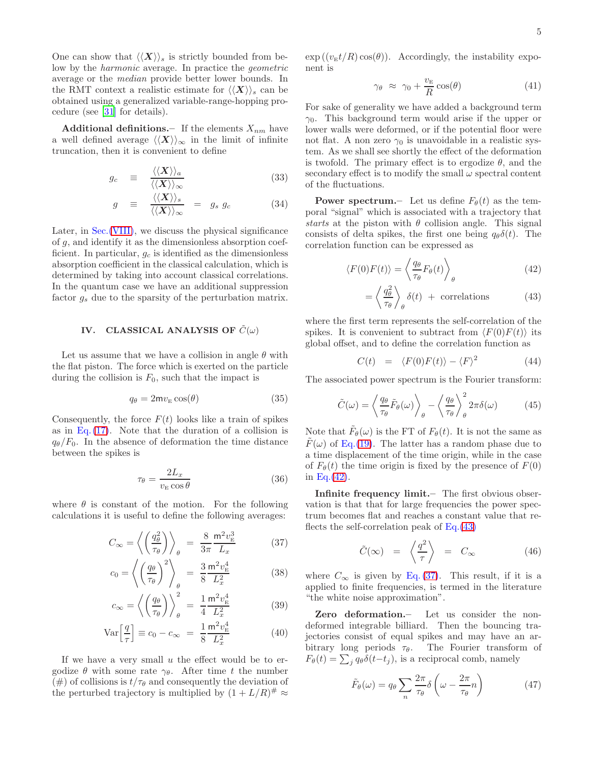One can show that $\langle\langle \boldsymbol{X} \rangle\rangle_s$ is strictly bounded from below by the *harmonic* average. In practice the *geometric* average or the *median* provide better lower bounds. In the RMT context a realistic estimate for $\langle\langle \boldsymbol{X} \rangle\rangle_s$ can be obtained using a generalized variable-range-hopping procedure (see [31] for details).

**Additional definitions.**– If the elements $X_{nm}$ have a well defined average $\langle\langle \boldsymbol{X} \rangle\rangle_\infty$ in the limit of infinite truncation, then it is convenient to define

$$g_c \equiv \frac{\langle\langle \boldsymbol{X} \rangle\rangle_a}{\langle\langle \boldsymbol{X} \rangle\rangle_\infty} \tag{33}$$

$$g \equiv \frac{\langle\langle \boldsymbol{X} \rangle\rangle_s}{\langle\langle \boldsymbol{X} \rangle\rangle_\infty} = g_s \, g_c \tag{34}$$

Later, in Sec.(VIII), we discuss the physical significance of $g$, and identify it as the dimensionless absorption coefficient. In particular, $g_c$ is identified as the dimensionless absorption coefficient in the classical calculation, which is determined by taking into account classical correlations. In the quantum case we have an additional suppression factor $g_s$ due to the sparsity of the perturbation matrix.

## IV. CLASSICAL ANALYSIS OF $\tilde{C}(\omega)$

Let us assume that we have a collision in angle $\theta$ with the flat piston. The force which is exerted on the particle during the collision is $F_0$, such that the impact is

$$q_\theta = 2\mathsf{m}v_{\text{E}}\cos(\theta) \tag{35}$$

Consequently, the force $F(t)$ looks like a train of spikes as in Eq.(17). Note that the duration of a collision is $q_\theta/F_0$. In the absence of deformation the time distance between the spikes is

$$\tau_\theta = \frac{2L_x}{v_{\text{E}}\cos\theta} \tag{36}$$

where $\theta$ is constant of the motion. For the following calculations it is useful to define the following averages:

$$C_\infty = \left\langle \left(\frac{q_\theta^2}{\tau_\theta}\right)\right\rangle_\theta = \frac{8}{3\pi}\frac{\mathsf{m}^2 v_{\text{E}}^3}{L_x} \tag{37}$$

$$c_0 = \left\langle \left(\frac{q_\theta}{\tau_\theta}\right)^2\right\rangle_\theta = \frac{3}{8}\frac{\mathsf{m}^2 v_{\text{E}}^4}{L_x^2} \tag{38}$$

$$c_\infty = \left\langle \left(\frac{q_\theta}{\tau_\theta}\right)\right\rangle_\theta^2 = \frac{1}{4}\frac{\mathsf{m}^2 v_{\text{E}}^4}{L_x^2} \tag{39}$$

$$\text{Var}\left[\frac{q}{\tau}\right] \equiv c_0 - c_\infty = \frac{1}{8}\frac{\mathsf{m}^2 v_{\text{E}}^4}{L_x^2} \tag{40}$$

If we have a very small $u$ the effect would be to ergodize $\theta$ with some rate $\gamma_\theta$. After time $t$ the number ($\#$) of collisions is $t/\tau_\theta$ and consequently the deviation of the perturbed trajectory is multiplied by $(1+L/R)^\# \approx \exp\left((v_{\text{E}}t/R)\cos(\theta)\right)$. Accordingly, the instability exponent is

$$\gamma_\theta \approx \gamma_0 + \frac{v_{\text{E}}}{R}\cos(\theta) \tag{41}$$

For sake of generality we have added a background term $\gamma_0$. This background term would arise if the upper or lower walls were deformed, or if the potential floor were not flat. A non zero $\gamma_0$ is unavoidable in a realistic system. As we shall see shortly the effect of the deformation is twofold. The primary effect is to ergodize $\theta$, and the secondary effect is to modify the small $\omega$ spectral content of the fluctuations.

**Power spectrum.**– Let us define $F_\theta(t)$ as the temporal "signal" which is associated with a trajectory that *starts* at the piston with $\theta$ collision angle. This signal consists of delta spikes, the first one being $q_\theta\delta(t)$. The correlation function can be expressed as

$$\langle F(0)F(t)\rangle = \left\langle \frac{q_\theta}{\tau_\theta}F_\theta(t)\right\rangle_\theta \tag{42}$$

$$= \left\langle \frac{q_\theta^2}{\tau_\theta}\right\rangle_\theta \delta(t) \; + \; \text{correlations} \tag{43}$$

where the first term represents the self-correlation of the spikes. It is convenient to subtract from $\langle F(0)F(t)\rangle$ its global offset, and to define the correlation function as

$$C(t) = \langle F(0)F(t)\rangle - \langle F\rangle^2 \tag{44}$$

The associated power spectrum is the Fourier transform:

$$\tilde{C}(\omega) = \left\langle \frac{q_\theta}{\tau_\theta}\tilde{F}_\theta(\omega)\right\rangle_\theta - \left\langle \frac{q_\theta}{\tau_\theta}\right\rangle_\theta^2 2\pi\delta(\omega) \tag{45}$$

Note that $\tilde{F}_\theta(\omega)$ is the FT of $F_\theta(t)$. It is not the same as $\tilde{F}(\omega)$ of Eq.(19). The latter has a random phase due to a time displacement of the time origin, while in the case of $F_\theta(t)$ the time origin is fixed by the presence of $F(0)$ in Eq.(42).

**Infinite frequency limit.**– The first obvious observation is that that for large frequencies the power spectrum becomes flat and reaches a constant value that reflects the self-correlation peak of Eq.(43)

$$\tilde{C}(\infty) = \left\langle \frac{q^2}{\tau}\right\rangle = C_\infty \tag{46}$$

where $C_\infty$ is given by Eq.(37). This result, if it is a applied to finite frequencies, is termed in the literature "the white noise approximation".

**Zero deformation.**– Let us consider the non-deformed integrable billiard. Then the bouncing trajectories consist of equal spikes and may have an arbitrary long periods $\tau_\theta$. The Fourier transform of $F_\theta(t) = \sum_j q_\theta\delta(t-t_j)$, is a reciprocal comb, namely

$$\tilde{F}_\theta(\omega) = q_\theta \sum_n \frac{2\pi}{\tau_\theta}\delta\left(\omega - \frac{2\pi}{\tau_\theta}n\right) \tag{47}$$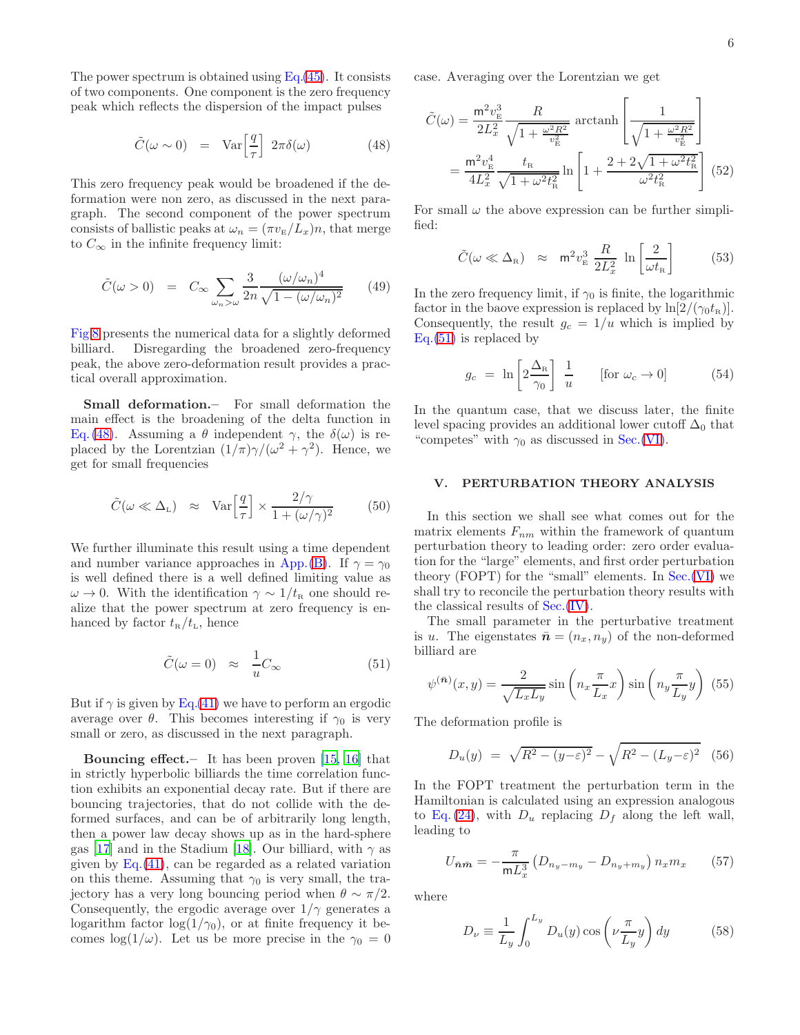The power spectrum is obtained using Eq.(45). It consists of two components. One component is the zero frequency peak which reflects the dispersion of the impact pulses

$$\tilde{C}(\omega \sim 0) \;\; = \;\; \mathrm{Var}\Big[\frac{q}{\tau}\Big] \;\; 2\pi\delta(\omega) \tag{48}$$

This zero frequency peak would be broadened if the deformation were non zero, as discussed in the next paragraph. The second component of the power spectrum consists of ballistic peaks at $\omega_n = (\pi v_{\mathrm{E}}/L_x)n$, that merge to $C_\infty$ in the infinite frequency limit:

$$\tilde{C}(\omega > 0) \;\; = \;\; C_\infty \sum_{\omega_n > \omega} \frac{3}{2n} \frac{(\omega/\omega_n)^4}{\sqrt{1-(\omega/\omega_n)^2}} \tag{49}$$

Fig.8 presents the numerical data for a slightly deformed billiard. Disregarding the broadened zero-frequency peak, the above zero-deformation result provides a practical overall approximation.

**Small deformation.**– For small deformation the main effect is the broadening of the delta function in Eq.(48). Assuming a $\theta$ independent $\gamma$, the $\delta(\omega)$ is replaced by the Lorentzian $(1/\pi)\gamma/(\omega^2+\gamma^2)$. Hence, we get for small frequencies

$$\tilde{C}(\omega \ll \Delta_{\mathrm{L}}) \;\; \approx \;\; \mathrm{Var}\Big[\frac{q}{\tau}\Big] \times \frac{2/\gamma}{1+(\omega/\gamma)^2} \tag{50}$$

We further illuminate this result using a time dependent and number variance approaches in App.(B). If $\gamma = \gamma_0$ is well defined there is a well defined limiting value as $\omega \to 0$. With the identification $\gamma \sim 1/t_{\mathrm{R}}$ one should realize that the power spectrum at zero frequency is enhanced by factor $t_{\mathrm{R}}/t_{\mathrm{L}}$, hence

$$\tilde{C}(\omega = 0) \;\; \approx \;\; \frac{1}{u} C_\infty \tag{51}$$

But if $\gamma$ is given by Eq.(41) we have to perform an ergodic average over $\theta$. This becomes interesting if $\gamma_0$ is very small or zero, as discussed in the next paragraph.

**Bouncing effect.**– It has been proven [15, 16] that in strictly hyperbolic billiards the time correlation function exhibits an exponential decay rate. But if there are bouncing trajectories, that do not collide with the deformed surfaces, and can be of arbitrarily long length, then a power law decay shows up as in the hard-sphere gas [17] and in the Stadium [18]. Our billiard, with $\gamma$ as given by Eq.(41), can be regarded as a related variation on this theme. Assuming that $\gamma_0$ is very small, the trajectory has a very long bouncing period when $\theta \sim \pi/2$. Consequently, the ergodic average over $1/\gamma$ generates a logarithm factor $\log(1/\gamma_0)$, or at finite frequency it becomes $\log(1/\omega)$. Let us be more precise in the $\gamma_0 = 0$ case. Averaging over the Lorentzian we get

$$\begin{aligned}\tilde{C}(\omega) &= \frac{\mathsf{m}^2 v_{\mathrm{E}}^3}{2L_x^2} \frac{R}{\sqrt{1+\frac{\omega^2 R^2}{v_{\mathrm{E}}^2}}} \,\mathrm{arctanh}\left[\frac{1}{\sqrt{1+\frac{\omega^2 R^2}{v_{\mathrm{E}}^2}}}\right] \\ &= \frac{\mathsf{m}^2 v_{\mathrm{E}}^4}{4L_x^2} \frac{t_{\mathrm{R}}}{\sqrt{1+\omega^2 t_{\mathrm{R}}^2}} \ln\left[1+\frac{2+2\sqrt{1+\omega^2 t_{\mathrm{R}}^2}}{\omega^2 t_{\mathrm{R}}^2}\right]\end{aligned} \tag{52}$$

For small $\omega$ the above expression can be further simplified:

$$\tilde{C}(\omega \ll \Delta_{\mathrm{R}}) \;\; \approx \;\; \mathsf{m}^2 v_{\mathrm{E}}^3 \,\frac{R}{2L_x^2}\, \ln\left[\frac{2}{\omega t_{\mathrm{R}}}\right] \tag{53}$$

In the zero frequency limit, if $\gamma_0$ is finite, the logarithmic factor in the baove expression is replaced by $\ln[2/(\gamma_0 t_{\mathrm{R}})]$. Consequently, the result $g_c = 1/u$ which is implied by Eq.(51) is replaced by

$$g_c \;\; = \;\; \ln\left[2\frac{\Delta_{\mathrm{R}}}{\gamma_0}\right] \frac{1}{u} \qquad [\text{for } \omega_c \to 0] \tag{54}$$

In the quantum case, that we discuss later, the finite level spacing provides an additional lower cutoff $\Delta_0$ that "competes" with $\gamma_0$ as discussed in Sec.(VI).

## V. PERTURBATION THEORY ANALYSIS

In this section we shall see what comes out for the matrix elements $F_{nm}$ within the framework of quantum perturbation theory to leading order: zero order evaluation for the "large" elements, and first order perturbation theory (FOPT) for the "small" elements. In Sec.(VI) we shall try to reconcile the perturbation theory results with the classical results of Sec.(IV).

The small parameter in the perturbative treatment is $u$. The eigenstates $\bar{\boldsymbol{n}} = (n_x, n_y)$ of the non-deformed billiard are

$$\psi^{(\bar{\boldsymbol{n}})}(x,y) = \frac{2}{\sqrt{L_x L_y}} \sin\left(n_x \frac{\pi}{L_x} x\right) \sin\left(n_y \frac{\pi}{L_y} y\right) \tag{55}$$

The deformation profile is

$$D_u(y) \;\; = \;\; \sqrt{R^2-(y-\varepsilon)^2} - \sqrt{R^2-(L_y-\varepsilon)^2} \tag{56}$$

In the FOPT treatment the perturbation term in the Hamiltonian is calculated using an expression analogous to Eq.(24), with $D_u$ replacing $D_f$ along the left wall, leading to

$$U_{\bar{\boldsymbol{n}}\bar{\boldsymbol{m}}} = -\frac{\pi}{\mathsf{m}L_x^3}\left(D_{n_y-m_y} - D_{n_y+m_y}\right) n_x m_x \tag{57}$$

where

$$D_\nu \equiv \frac{1}{L_y}\int_0^{L_y} D_u(y) \cos\left(\nu \frac{\pi}{L_y} y\right) dy \tag{58}$$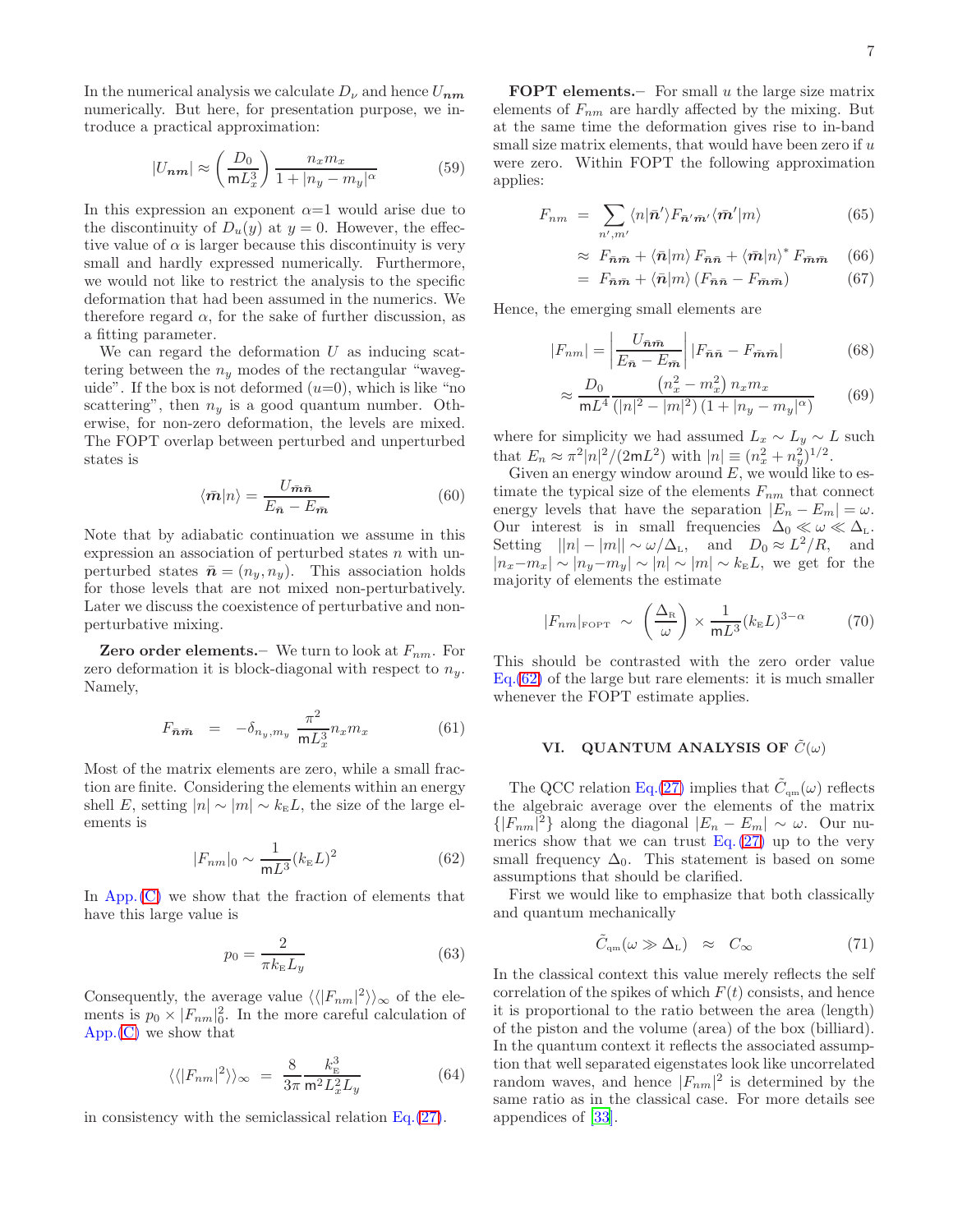In the numerical analysis we calculate $D_\nu$ and hence $U_{\boldsymbol{nm}}$ numerically. But here, for presentation purpose, we introduce a practical approximation:

$$|U_{\boldsymbol{nm}}| \approx \left(\frac{D_0}{\mathsf{m}L_x^3}\right) \frac{n_x m_x}{1+|n_y - m_y|^\alpha} \tag{59}$$

In this expression an exponent $\alpha$=1 would arise due to the discontinuity of $D_u(y)$ at $y=0$. However, the effective value of $\alpha$ is larger because this discontinuity is very small and hardly expressed numerically. Furthermore, we would not like to restrict the analysis to the specific deformation that had been assumed in the numerics. We therefore regard $\alpha$, for the sake of further discussion, as a fitting parameter.

We can regard the deformation $U$ as inducing scattering between the $n_y$ modes of the rectangular "waveguide". If the box is not deformed ($u$=0), which is like "no scattering", then $n_y$ is a good quantum number. Otherwise, for non-zero deformation, the levels are mixed. The FOPT overlap between perturbed and unperturbed states is

$$\langle \bar{\boldsymbol{m}} | n \rangle = \frac{U_{\bar{\boldsymbol{m}}\bar{\boldsymbol{n}}}}{E_{\bar{\boldsymbol{n}}} - E_{\bar{\boldsymbol{m}}}} \tag{60}$$

Note that by adiabatic continuation we assume in this expression an association of perturbed states $n$ with unperturbed states $\bar{\boldsymbol{n}} = (n_y, n_y)$. This association holds for those levels that are not mixed non-perturbatively. Later we discuss the coexistence of perturbative and non-perturbative mixing.

**Zero order elements.**– We turn to look at $F_{nm}$. For zero deformation it is block-diagonal with respect to $n_y$. Namely,

$$F_{\bar{\boldsymbol{n}}\bar{\boldsymbol{m}}} \;=\; -\delta_{n_y,m_y} \frac{\pi^2}{\mathsf{m}L_x^3} n_x m_x \tag{61}$$

Most of the matrix elements are zero, while a small fraction are finite. Considering the elements within an energy shell $E$, setting $|n| \sim |m| \sim k_{\text{E}}L$, the size of the large elements is

$$|F_{nm}|_0 \sim \frac{1}{\mathsf{m}L^3}(k_{\text{E}}L)^2 \tag{62}$$

In App.(C) we show that the fraction of elements that have this large value is

$$p_0 = \frac{2}{\pi k_{\text{E}} L_y} \tag{63}$$

Consequently, the average value $\langle\langle |F_{nm}|^2 \rangle\rangle_\infty$ of the elements is $p_0 \times |F_{nm}|_0^2$. In the more careful calculation of App.(C) we show that

$$\langle\langle |F_{nm}|^2 \rangle\rangle_\infty \;=\; \frac{8}{3\pi} \frac{k_{\text{E}}^3}{\mathsf{m}^2 L_x^2 L_y} \tag{64}$$

in consistency with the semiclassical relation Eq.(27).

**FOPT elements.**– For small $u$ the large size matrix elements of $F_{nm}$ are hardly affected by the mixing. But at the same time the deformation gives rise to in-band small size matrix elements, that would have been zero if $u$ were zero. Within FOPT the following approximation applies:

$$\begin{aligned}
F_{nm} \;&=\; \sum_{n',m'} \langle n | \bar{\boldsymbol{n}}' \rangle F_{\bar{\boldsymbol{n}}'\bar{\boldsymbol{m}}'} \langle \bar{\boldsymbol{m}}' | m \rangle && (65)\\
&\approx\; F_{\bar{\boldsymbol{n}}\bar{\boldsymbol{m}}} + \langle \bar{\boldsymbol{n}} | m \rangle \, F_{\bar{\boldsymbol{n}}\bar{\boldsymbol{n}}} + \langle \bar{\boldsymbol{m}} | n \rangle^* \, F_{\bar{\boldsymbol{m}}\bar{\boldsymbol{m}}} && (66)\\
&=\; F_{\bar{\boldsymbol{n}}\bar{\boldsymbol{m}}} + \langle \bar{\boldsymbol{n}} | m \rangle \left( F_{\bar{\boldsymbol{n}}\bar{\boldsymbol{n}}} - F_{\bar{\boldsymbol{m}}\bar{\boldsymbol{m}}} \right) && (67)
\end{aligned}$$

Hence, the emerging small elements are

$$\begin{aligned}
|F_{nm}| &= \left| \frac{U_{\bar{\boldsymbol{n}}\bar{\boldsymbol{m}}}}{E_{\bar{\boldsymbol{n}}} - E_{\bar{\boldsymbol{m}}}} \right| |F_{\bar{\boldsymbol{n}}\bar{\boldsymbol{n}}} - F_{\bar{\boldsymbol{m}}\bar{\boldsymbol{m}}}| && (68)\\
&\approx \frac{D_0}{\mathsf{m}L^4} \frac{(n_x^2 - m_x^2)\, n_x m_x}{(|n|^2 - |m|^2)\,(1+|n_y - m_y|^\alpha)} && (69)
\end{aligned}$$

where for simplicity we had assumed $L_x \sim L_y \sim L$ such that $E_n \approx \pi^2 |n|^2/(2\mathsf{m}L^2)$ with $|n| \equiv (n_x^2 + n_y^2)^{1/2}$.

Given an energy window around $E$, we would like to estimate the typical size of the elements $F_{nm}$ that connect energy levels that have the separation $|E_n - E_m| = \omega$. Our interest is in small frequencies $\Delta_0 \ll \omega \ll \Delta_{\text{L}}$. Setting $||n| - |m|| \sim \omega/\Delta_{\text{L}}$, and $D_0 \approx L^2/R$, and $|n_x - m_x| \sim |n_y - m_y| \sim |n| \sim |m| \sim k_{\text{E}}L$, we get for the majority of elements the estimate

$$|F_{nm}|_{\text{FOPT}} \;\sim\; \left(\frac{\Delta_{\text{R}}}{\omega}\right) \times \frac{1}{\mathsf{m}L^3}(k_{\text{E}}L)^{3-\alpha} \tag{70}$$

This should be contrasted with the zero order value Eq.(62) of the large but rare elements: it is much smaller whenever the FOPT estimate applies.

## VI. QUANTUM ANALYSIS OF $\tilde{C}(\omega)$

The QCC relation Eq.(27) implies that $\tilde{C}_{\text{qm}}(\omega)$ reflects the algebraic average over the elements of the matrix $\{|F_{nm}|^2\}$ along the diagonal $|E_n - E_m| \sim \omega$. Our numerics show that we can trust Eq.(27) up to the very small frequency $\Delta_0$. This statement is based on some assumptions that should be clarified.

First we would like to emphasize that both classically and quantum mechanically

$$\tilde{C}_{\text{qm}}(\omega \gg \Delta_{\text{L}}) \quad \approx \quad C_\infty \tag{71}$$

In the classical context this value merely reflects the self correlation of the spikes of which $F(t)$ consists, and hence it is proportional to the ratio between the area (length) of the piston and the volume (area) of the box (billiard). In the quantum context it reflects the associated assumption that well separated eigenstates look like uncorrelated random waves, and hence $|F_{nm}|^2$ is determined by the same ratio as in the classical case. For more details see appendices of [33].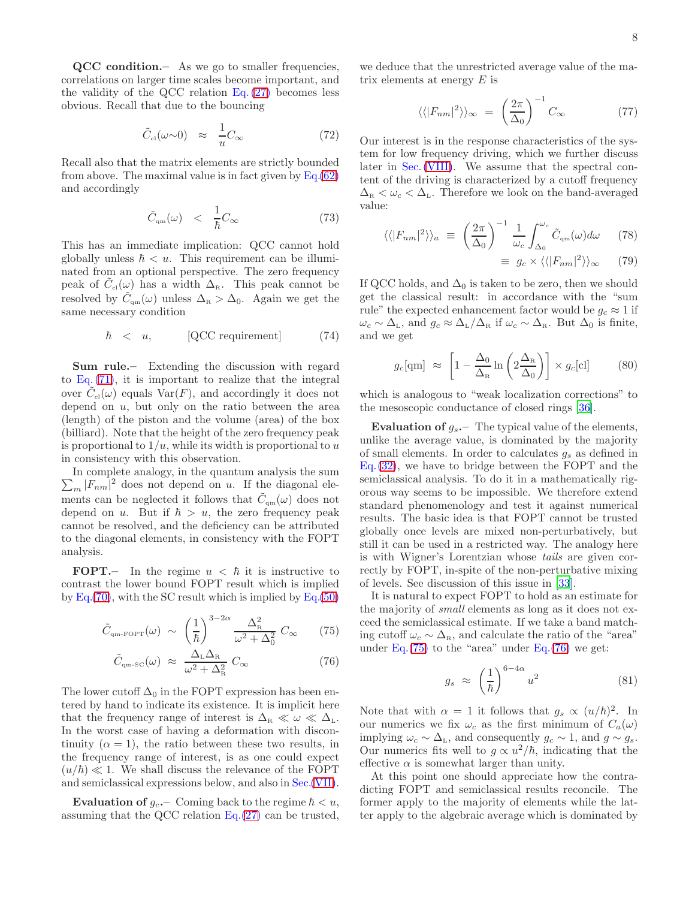**QCC condition.–** As we go to smaller frequencies, correlations on larger time scales become important, and the validity of the QCC relation Eq. (27) becomes less obvious. Recall that due to the bouncing

$$\tilde{C}_{\text{cl}}(\omega{\sim}0) \;\approx\; \frac{1}{u} C_{\infty} \tag{72}$$

Recall also that the matrix elements are strictly bounded from above. The maximal value is in fact given by Eq.(62) and accordingly

$$\tilde{C}_{\text{qm}}(\omega) \;<\; \frac{1}{\hbar} C_{\infty} \tag{73}$$

This has an immediate implication: QCC cannot hold globally unless $\hbar < u$. This requirement can be illuminated from an optional perspective. The zero frequency peak of $\tilde{C}_{\text{cl}}(\omega)$ has a width $\Delta_{\text{R}}$. This peak cannot be resolved by $\tilde{C}_{\text{qm}}(\omega)$ unless $\Delta_{\text{R}} > \Delta_0$. Again we get the same necessary condition

$$\hbar \;<\; u, \qquad \text{[QCC requirement]} \tag{74}$$

**Sum rule.–** Extending the discussion with regard to Eq. (71), it is important to realize that the integral over $\tilde{C}_{\text{cl}}(\omega)$ equals $\text{Var}(F)$, and accordingly it does not depend on $u$, but only on the ratio between the area (length) of the piston and the volume (area) of the box (billiard). Note that the height of the zero frequency peak is proportional to $1/u$, while its width is proportional to $u$ in consistency with this observation.

In complete analogy, in the quantum analysis the sum $\sum_m |F_{nm}|^2$ does not depend on $u$. If the diagonal elements can be neglected it follows that $\tilde{C}_{\text{qm}}(\omega)$ does not depend on $u$. But if $\hbar > u$, the zero frequency peak cannot be resolved, and the deficiency can be attributed to the diagonal elements, in consistency with the FOPT analysis.

**FOPT.–** In the regime $u < \hbar$ it is instructive to contrast the lower bound FOPT result which is implied by Eq.(70), with the SC result which is implied by Eq.(50)

$$\tilde{C}_{\text{qm-FOPT}}(\omega) \;\sim\; \left(\frac{1}{\hbar}\right)^{3-2\alpha} \frac{\Delta_{\text{R}}^2}{\omega^2+\Delta_0^2}\, C_{\infty} \tag{75}$$

$$\tilde{C}_{\text{qm-SC}}(\omega) \;\approx\; \frac{\Delta_{\text{L}}\Delta_{\text{R}}}{\omega^2+\Delta_{\text{R}}^2}\, C_{\infty} \tag{76}$$

The lower cutoff $\Delta_0$ in the FOPT expression has been entered by hand to indicate its existence. It is implicit here that the frequency range of interest is $\Delta_{\text{R}} \ll \omega \ll \Delta_{\text{L}}$. In the worst case of having a deformation with discontinuity ($\alpha = 1$), the ratio between these two results, in the frequency range of interest, is as one could expect $(u/\hbar) \ll 1$. We shall discuss the relevance of the FOPT and semiclassical expressions below, and also in Sec.(VII).

**Evaluation of $g_c$.–** Coming back to the regime $\hbar < u$, assuming that the QCC relation Eq.(27) can be trusted, we deduce that the unrestricted average value of the matrix elements at energy $E$ is

$$\langle\langle |F_{nm}|^2 \rangle\rangle_{\infty} \;=\; \left(\frac{2\pi}{\Delta_0}\right)^{-1} C_{\infty} \tag{77}$$

Our interest is in the response characteristics of the system for low frequency driving, which we further discuss later in Sec. (VIII). We assume that the spectral content of the driving is characterized by a cutoff frequency $\Delta_{\text{R}} < \omega_c < \Delta_{\text{L}}$. Therefore we look on the band-averaged value:

$$\langle\langle |F_{nm}|^2 \rangle\rangle_{a} \;\equiv\; \left(\frac{2\pi}{\Delta_0}\right)^{-1} \frac{1}{\omega_c}\int_{\Delta_0}^{\omega_c} \tilde{C}_{\text{qm}}(\omega)d\omega \tag{78}$$

$$\equiv\; g_c \times \langle\langle |F_{nm}|^2 \rangle\rangle_{\infty} \tag{79}$$

If QCC holds, and $\Delta_0$ is taken to be zero, then we should get the classical result: in accordance with the "sum rule" the expected enhancement factor would be $g_c \approx 1$ if $\omega_c \sim \Delta_{\text{L}}$, and $g_c \approx \Delta_{\text{L}}/\Delta_{\text{R}}$ if $\omega_c \sim \Delta_{\text{R}}$. But $\Delta_0$ is finite, and we get

$$g_c[\text{qm}] \;\approx\; \left[1 - \frac{\Delta_0}{\Delta_{\text{R}}}\ln\left(2\frac{\Delta_{\text{R}}}{\Delta_0}\right)\right] \times g_c[\text{cl}] \tag{80}$$

which is analogous to "weak localization corrections" to the mesoscopic conductance of closed rings [36].

**Evaluation of $g_s$.–** The typical value of the elements, unlike the average value, is dominated by the majority of small elements. In order to calculates $g_s$ as defined in Eq. (32), we have to bridge between the FOPT and the semiclassical analysis. To do it in a mathematically rigorous way seems to be impossible. We therefore extend standard phenomenology and test it against numerical results. The basic idea is that FOPT cannot be trusted globally once levels are mixed non-perturbatively, but still it can be used in a restricted way. The analogy here is with Wigner's Lorentzian whose *tails* are given correctly by FOPT, in-spite of the non-perturbative mixing of levels. See discussion of this issue in [33].

It is natural to expect FOPT to hold as an estimate for the majority of *small* elements as long as it does not exceed the semiclassical estimate. If we take a band matching cutoff $\omega_c \sim \Delta_{\text{R}}$, and calculate the ratio of the "area" under Eq.(75) to the "area" under Eq.(76) we get:

$$g_s \;\approx\; \left(\frac{1}{\hbar}\right)^{6-4\alpha} u^2 \tag{81}$$

Note that with $\alpha = 1$ it follows that $g_s \propto (u/\hbar)^2$. In our numerics we fix $\omega_c$ as the first minimum of $C_a(\omega)$ implying $\omega_c \sim \Delta_{\text{L}}$, and consequently $g_c \sim 1$, and $g \sim g_s$. Our numerics fits well to $g \propto u^2/\hbar$, indicating that the effective $\alpha$ is somewhat larger than unity.

At this point one should appreciate how the contradicting FOPT and semiclassical results reconcile. The former apply to the majority of elements while the latter apply to the algebraic average which is dominated by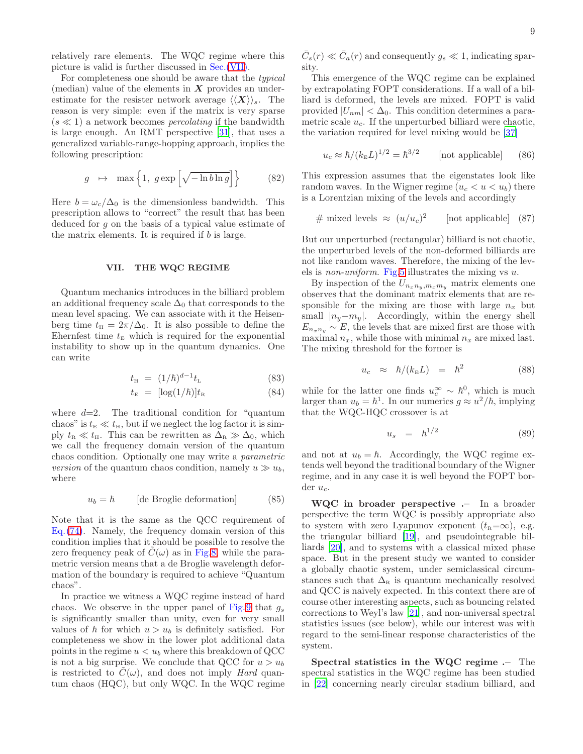relatively rare elements. The WQC regime where this picture is valid is further discussed in Sec.(VII).

For completeness one should be aware that the *typical* (median) value of the elements in $\boldsymbol{X}$ provides an underestimate for the resister network average $\langle\langle \boldsymbol{X} \rangle\rangle_s$. The reason is very simple: even if the matrix is very sparse ($s \ll 1$) a network becomes *percolating* if the bandwidth is large enough. An RMT perspective [31], that uses a generalized variable-range-hopping approach, implies the following prescription:

$$g \;\;\mapsto\;\; \max\left\{1,\; g \exp\left[\sqrt{-\ln b \ln g}\right]\right\} \qquad (82)$$

Here $b = \omega_c/\Delta_0$ is the dimensionless bandwidth. This prescription allows to "correct" the result that has been deduced for $g$ on the basis of a typical value estimate of the matrix elements. It is required if $b$ is large.

## VII. THE WQC REGIME

Quantum mechanics introduces in the billiard problem an additional frequency scale $\Delta_0$ that corresponds to the mean level spacing. We can associate with it the Heisenberg time $t_{\text{H}} = 2\pi/\Delta_0$. It is also possible to define the Ehernfest time $t_{\text{E}}$ which is required for the exponential instability to show up in the quantum dynamics. One can write

$$t_{\text{H}} \;=\; (1/\hbar)^{d-1} t_{\text{L}} \qquad (83)$$

$$t_{\text{E}} \;=\; [\log(1/\hbar)] t_{\text{R}} \qquad (84)$$

where $d$=2. The traditional condition for "quantum chaos" is $t_{\text{E}} \ll t_{\text{H}}$, but if we neglect the log factor it is simply $t_{\text{R}} \ll t_{\text{H}}$. This can be rewritten as $\Delta_{\text{R}} \gg \Delta_0$, which we call the frequency domain version of the quantum chaos condition. Optionally one may write a *parametric version* of the quantum chaos condition, namely $u \gg u_b$, where

$$u_b = \hbar \qquad \text{[de Broglie deformation]} \qquad (85)$$

Note that it is the same as the QCC requirement of Eq.(74). Namely, the frequency domain version of this condition implies that it should be possible to resolve the zero frequency peak of $\tilde{C}(\omega)$ as in Fig.8, while the parametric version means that a de Broglie wavelength deformation of the boundary is required to achieve "Quantum chaos".

In practice we witness a WQC regime instead of hard chaos. We observe in the upper panel of Fig.9 that $g_s$ is significantly smaller than unity, even for very small values of $\hbar$ for which $u > u_b$ is definitely satisfied. For completeness we show in the lower plot additional data points in the regime $u < u_b$ where this breakdown of QCC is not a big surprise. We conclude that QCC for $u > u_b$ is restricted to $\tilde{C}(\omega)$, and does not imply *Hard* quantum chaos (HQC), but only WQC. In the WQC regime $\bar{C}_s(r) \ll \bar{C}_a(r)$ and consequently $g_s \ll 1$, indicating sparsity.

This emergence of the WQC regime can be explained by extrapolating FOPT considerations. If a wall of a billiard is deformed, the levels are mixed. FOPT is valid provided $|U_{nm}| < \Delta_0$. This condition determines a parametric scale $u_c$. If the unperturbed billiard were chaotic, the variation required for level mixing would be [37]

$$u_c \approx \hbar/(k_{\text{E}}L)^{1/2} = \hbar^{3/2} \qquad \text{[not applicable]} \qquad (86)$$

This expression assumes that the eigenstates look like random waves. In the Wigner regime ($u_c < u < u_b$) there is a Lorentzian mixing of the levels and accordingly

$$\#\text{ mixed levels} \;\approx\; (u/u_c)^2 \qquad \text{[not applicable]} \qquad (87)$$

But our unperturbed (rectangular) billiard is not chaotic, the unperturbed levels of the non-deformed billiards are not like random waves. Therefore, the mixing of the levels is *non-uniform*. Fig.5 illustrates the mixing vs $u$.

By inspection of the $U_{n_x n_y, m_x m_y}$ matrix elements one observes that the dominant matrix elements that are responsible for the mixing are those with large $n_x$ but small $|n_y - m_y|$. Accordingly, within the energy shell $E_{n_x n_y} \sim E$, the levels that are mixed first are those with maximal $n_x$, while those with minimal $n_x$ are mixed last. The mixing threshold for the former is

$$u_c \;\;\approx\;\; \hbar/(k_{\text{E}}L) \;\;=\;\; \hbar^2 \qquad (88)$$

while for the latter one finds $u_c^{\infty} \sim \hbar^0$, which is much larger than $u_b = \hbar^1$. In our numerics $g \approx u^2/\hbar$, implying that the WQC-HQC crossover is at

$$u_s \;\;=\;\; \hbar^{1/2} \qquad (89)$$

and not at $u_b = \hbar$. Accordingly, the WQC regime extends well beyond the traditional boundary of the Wigner regime, and in any case it is well beyond the FOPT border $u_c$.

**WQC in broader perspective .–** In a broader perspective the term WQC is possibly appropriate also to system with zero Lyapunov exponent ($t_{\text{R}}$=$\infty$), e.g. the triangular billiard [19], and pseudointegrable billiards [20], and to systems with a classical mixed phase space. But in the present study we wanted to consider a globally chaotic system, under semiclassical circumstances such that $\Delta_{\text{R}}$ is quantum mechanically resolved and QCC is naively expected. In this context there are of course other interesting aspects, such as bouncing related corrections to Weyl's law [21], and non-universal spectral statistics issues (see below), while our interest was with regard to the semi-linear response characteristics of the system.

**Spectral statistics in the WQC regime .–** The spectral statistics in the WQC regime has been studied in [22] concerning nearly circular stadium billiard, and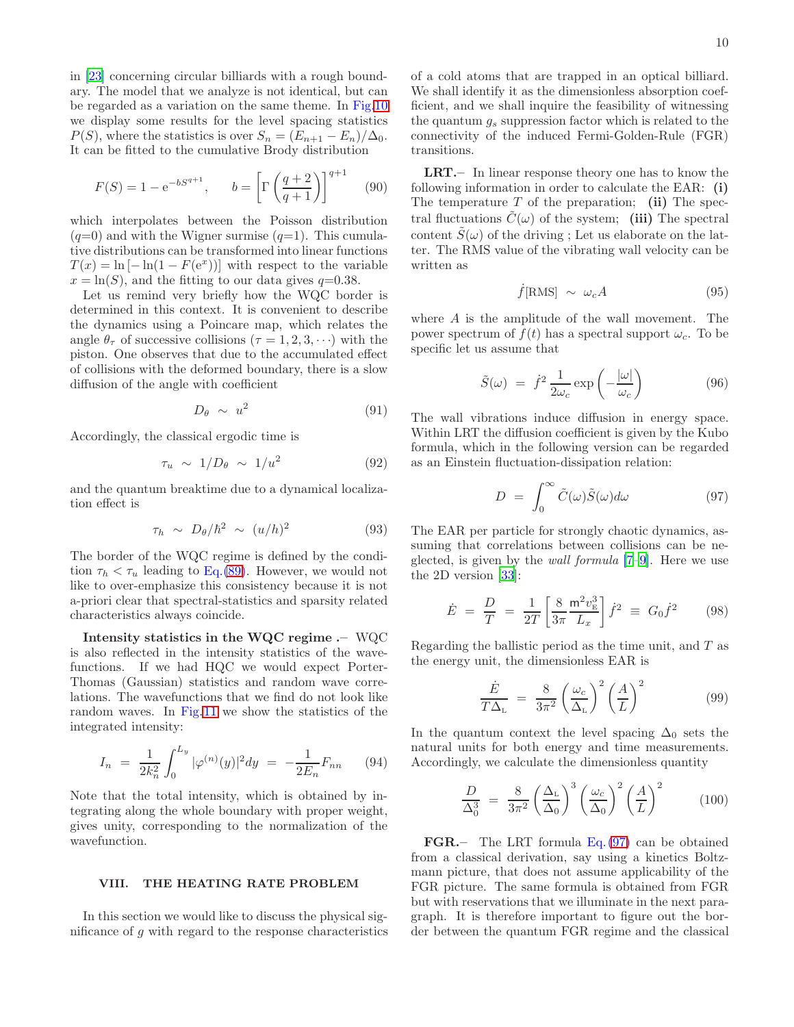in [23] concerning circular billiards with a rough boundary. The model that we analyze is not identical, but can be regarded as a variation on the same theme. In Fig.10 we display some results for the level spacing statistics $P(S)$, where the statistics is over $S_n = (E_{n+1} - E_n)/\Delta_0$. It can be fitted to the cumulative Brody distribution

$$F(S) = 1 - e^{-bS^{q+1}}, \qquad b = \left[\Gamma\left(\frac{q+2}{q+1}\right)\right]^{q+1} \tag{90}$$

which interpolates between the Poisson distribution ($q$=0) and with the Wigner surmise ($q$=1). This cumulative distributions can be transformed into linear functions $T(x) = \ln[-\ln(1 - F(e^x))]$ with respect to the variable $x = \ln(S)$, and the fitting to our data gives $q$=0.38.

Let us remind very briefly how the WQC border is determined in this context. It is convenient to describe the dynamics using a Poincare map, which relates the angle $\theta_\tau$ of successive collisions ($\tau = 1, 2, 3, \cdots$) with the piston. One observes that due to the accumulated effect of collisions with the deformed boundary, there is a slow diffusion of the angle with coefficient

$$D_\theta \;\sim\; u^2 \tag{91}$$

Accordingly, the classical ergodic time is

$$\tau_u \;\sim\; 1/D_\theta \;\sim\; 1/u^2 \tag{92}$$

and the quantum breaktime due to a dynamical localization effect is

$$\tau_h \;\sim\; D_\theta/\hbar^2 \;\sim\; (u/h)^2 \tag{93}$$

The border of the WQC regime is defined by the condition $\tau_h < \tau_u$ leading to Eq.(89). However, we would not like to over-emphasize this consistency because it is not a-priori clear that spectral-statistics and sparsity related characteristics always coincide.

**Intensity statistics in the WQC regime .–** WQC is also reflected in the intensity statistics of the wavefunctions. If we had HQC we would expect Porter-Thomas (Gaussian) statistics and random wave correlations. The wavefunctions that we find do not look like random waves. In Fig.11 we show the statistics of the integrated intensity:

$$I_n \;=\; \frac{1}{2k_n^2}\int_0^{L_y} |\varphi^{(n)}(y)|^2 dy \;=\; -\frac{1}{2E_n}F_{nn} \tag{94}$$

Note that the total intensity, which is obtained by integrating along the whole boundary with proper weight, gives unity, corresponding to the normalization of the wavefunction.

## VIII. THE HEATING RATE PROBLEM

In this section we would like to discuss the physical significance of $g$ with regard to the response characteristics of a cold atoms that are trapped in an optical billiard. We shall identify it as the dimensionless absorption coefficient, and we shall inquire the feasibility of witnessing the quantum $g_s$ suppression factor which is related to the connectivity of the induced Fermi-Golden-Rule (FGR) transitions.

**LRT.–** In linear response theory one has to know the following information in order to calculate the EAR: **(i)** The temperature $T$ of the preparation; **(ii)** The spectral fluctuations $\tilde{C}(\omega)$ of the system; **(iii)** The spectral content $\tilde{S}(\omega)$ of the driving ; Let us elaborate on the latter. The RMS value of the vibrating wall velocity can be written as

$$\dot{f}[\text{RMS}] \;\sim\; \omega_c A \tag{95}$$

where $A$ is the amplitude of the wall movement. The power spectrum of $f(t)$ has a spectral support $\omega_c$. To be specific let us assume that

$$\tilde{S}(\omega) \;=\; \dot{f}^2\,\frac{1}{2\omega_c}\exp\left(-\frac{|\omega|}{\omega_c}\right) \tag{96}$$

The wall vibrations induce diffusion in energy space. Within LRT the diffusion coefficient is given by the Kubo formula, which in the following version can be regarded as an Einstein fluctuation-dissipation relation:

$$D \;=\; \int_0^\infty \tilde{C}(\omega)\tilde{S}(\omega)d\omega \tag{97}$$

The EAR per particle for strongly chaotic dynamics, assuming that correlations between collisions can be neglected, is given by the *wall formula* [7–9]. Here we use the 2D version [33]:

$$\dot{E} \;=\; \frac{D}{T} \;=\; \frac{1}{2T}\left[\frac{8}{3\pi}\frac{\mathsf{m}^2 v_{\text{E}}^3}{L_x}\right]\dot{f}^2 \;\equiv\; G_0\dot{f}^2 \tag{98}$$

Regarding the ballistic period as the time unit, and $T$ as the energy unit, the dimensionless EAR is

$$\frac{\dot{E}}{T\Delta_{\text{L}}} \;=\; \frac{8}{3\pi^2}\left(\frac{\omega_c}{\Delta_{\text{L}}}\right)^2\left(\frac{A}{L}\right)^2 \tag{99}$$

In the quantum context the level spacing $\Delta_0$ sets the natural units for both energy and time measurements. Accordingly, we calculate the dimensionless quantity

$$\frac{D}{\Delta_0^3} \;=\; \frac{8}{3\pi^2}\left(\frac{\Delta_{\text{L}}}{\Delta_0}\right)^3\left(\frac{\omega_c}{\Delta_0}\right)^2\left(\frac{A}{L}\right)^2 \tag{100}$$

**FGR.–** The LRT formula Eq.(97) can be obtained from a classical derivation, say using a kinetics Boltzmann picture, that does not assume applicability of the FGR picture. The same formula is obtained from FGR but with reservations that we illuminate in the next paragraph. It is therefore important to figure out the border between the quantum FGR regime and the classical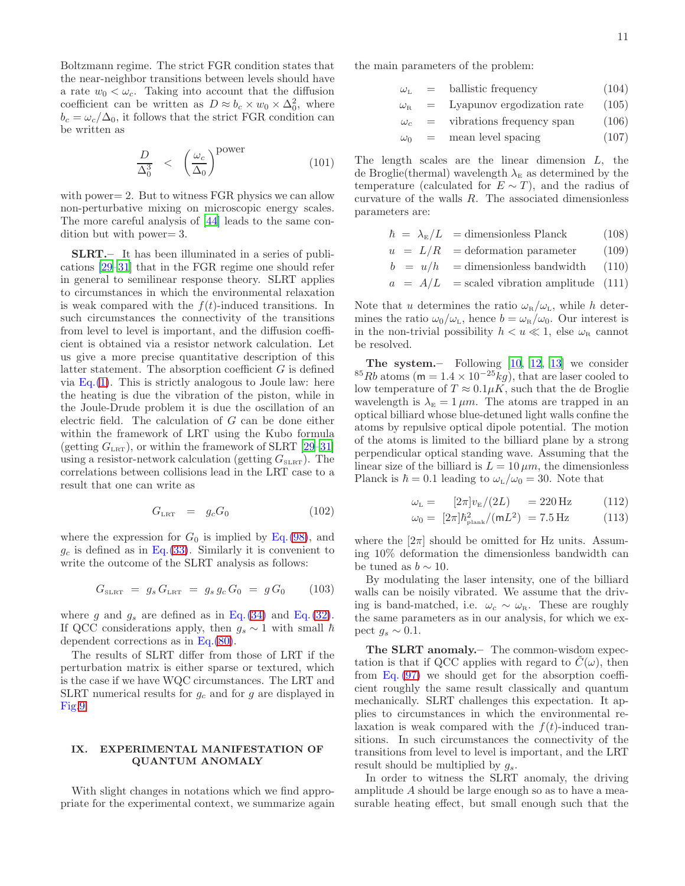Boltzmann regime. The strict FGR condition states that the near-neighbor transitions between levels should have a rate $w_0 < \omega_c$. Taking into account that the diffusion coefficient can be written as $D \approx b_c \times w_0 \times \Delta_0^2$, where $b_c = \omega_c/\Delta_0$, it follows that the strict FGR condition can be written as

$$\frac{D}{\Delta_0^3} \;<\; \left(\frac{\omega_c}{\Delta_0}\right)^{\text{power}} \tag{101}$$

with power= 2. But to witness FGR physics we can allow non-perturbative mixing on microscopic energy scales. The more careful analysis of [44] leads to the same condition but with power= 3.

**SLRT.**– It has been illuminated in a series of publications [29–31] that in the FGR regime one should refer in general to semilinear response theory. SLRT applies to circumstances in which the environmental relaxation is weak compared with the $f(t)$-induced transitions. In such circumstances the connectivity of the transitions from level to level is important, and the diffusion coefficient is obtained via a resistor network calculation. Let us give a more precise quantitative description of this latter statement. The absorption coefficient $G$ is defined via Eq.(1). This is strictly analogous to Joule law: here the heating is due the vibration of the piston, while in the Joule-Drude problem it is due the oscillation of an electric field. The calculation of $G$ can be done either within the framework of LRT using the Kubo formula (getting $G_{\text{LRT}}$), or within the framework of SLRT [29–31] using a resistor-network calculation (getting $G_{\text{SLRT}}$). The correlations between collisions lead in the LRT case to a result that one can write as

$$G_{\text{LRT}} \;=\; g_c G_0 \tag{102}$$

where the expression for $G_0$ is implied by Eq.(98), and $g_c$ is defined as in Eq.(33). Similarly it is convenient to write the outcome of the SLRT analysis as follows:

$$G_{\text{SLRT}} \;=\; g_s\, G_{\text{LRT}} \;=\; g_s\, g_c\, G_0 \;=\; g\, G_0 \tag{103}$$

where $g$ and $g_s$ are defined as in Eq.(34) and Eq.(32). If QCC considerations apply, then $g_s \sim 1$ with small $\hbar$ dependent corrections as in Eq.(80).

The results of SLRT differ from those of LRT if the perturbation matrix is either sparse or textured, which is the case if we have WQC circumstances. The LRT and SLRT numerical results for $g_c$ and for $g$ are displayed in Fig.9.

## IX. EXPERIMENTAL MANIFESTATION OF QUANTUM ANOMALY

With slight changes in notations which we find appropriate for the experimental context, we summarize again the main parameters of the problem:

$$\omega_{\text{L}} \;=\; \text{ballistic frequency} \tag{104}$$

$$\omega_{\text{R}} \;=\; \text{Lyapunov ergodization rate} \tag{105}$$

$$\omega_c \;=\; \text{vibrations frequency span} \tag{106}$$

$$\omega_0 \;=\; \text{mean level spacing} \tag{107}$$

The length scales are the linear dimension $L$, the de Broglie(thermal) wavelength $\lambda_{\text{E}}$ as determined by the temperature (calculated for $E \sim T$), and the radius of curvature of the walls $R$. The associated dimensionless parameters are:

$$\hbar \;=\; \lambda_{\text{E}}/L \quad = \text{dimensionless Planck} \tag{108}$$

$$u \;=\; L/R \quad = \text{deformation parameter} \tag{109}$$

$$b \;=\; u/h \quad = \text{dimensionless bandwidth} \tag{110}$$

$$a \;=\; A/L \quad = \text{scaled vibration amplitude} \tag{111}$$

Note that $u$ determines the ratio $\omega_{\text{R}}/\omega_{\text{L}}$, while $h$ determines the ratio $\omega_0/\omega_{\text{L}}$, hence $b = \omega_{\text{R}}/\omega_0$. Our interest is in the non-trivial possibility $h < u \ll 1$, else $\omega_{\text{R}}$ cannot be resolved.

**The system.**– Following [10, 12, 13] we consider $^{85}Rb$ atoms ($\mathsf{m} = 1.4 \times 10^{-25}kg$), that are laser cooled to low temperature of $T \approx 0.1\mu K$, such that the de Broglie wavelength is $\lambda_{\text{E}} = 1\,\mu m$. The atoms are trapped in an optical billiard whose blue-detuned light walls confine the atoms by repulsive optical dipole potential. The motion of the atoms is limited to the billiard plane by a strong perpendicular optical standing wave. Assuming that the linear size of the billiard is $L = 10\,\mu m$, the dimensionless Planck is $\hbar = 0.1$ leading to $\omega_{\text{L}}/\omega_0 = 30$. Note that

$$\omega_{\text{L}} = \quad [2\pi]v_{\text{E}}/(2L) \quad = 220\,\text{Hz} \tag{112}$$

$$\omega_0 = \; [2\pi]\hbar_{\text{plank}}^2/(\mathsf{m}L^2) \; = 7.5\,\text{Hz} \tag{113}$$

where the $[2\pi]$ should be omitted for Hz units. Assuming 10% deformation the dimensionless bandwidth can be tuned as $b \sim 10$.

By modulating the laser intensity, one of the billiard walls can be noisily vibrated. We assume that the driving is band-matched, i.e. $\omega_c \sim \omega_{\text{R}}$. These are roughly the same parameters as in our analysis, for which we expect $g_s \sim 0.1$.

**The SLRT anomaly.**– The common-wisdom expectation is that if QCC applies with regard to $\tilde{C}(\omega)$, then from Eq.(97) we should get for the absorption coefficient roughly the same result classically and quantum mechanically. SLRT challenges this expectation. It applies to circumstances in which the environmental relaxation is weak compared with the $f(t)$-induced transitions. In such circumstances the connectivity of the transitions from level to level is important, and the LRT result should be multiplied by $g_s$.

In order to witness the SLRT anomaly, the driving amplitude $A$ should be large enough so as to have a measurable heating effect, but small enough such that the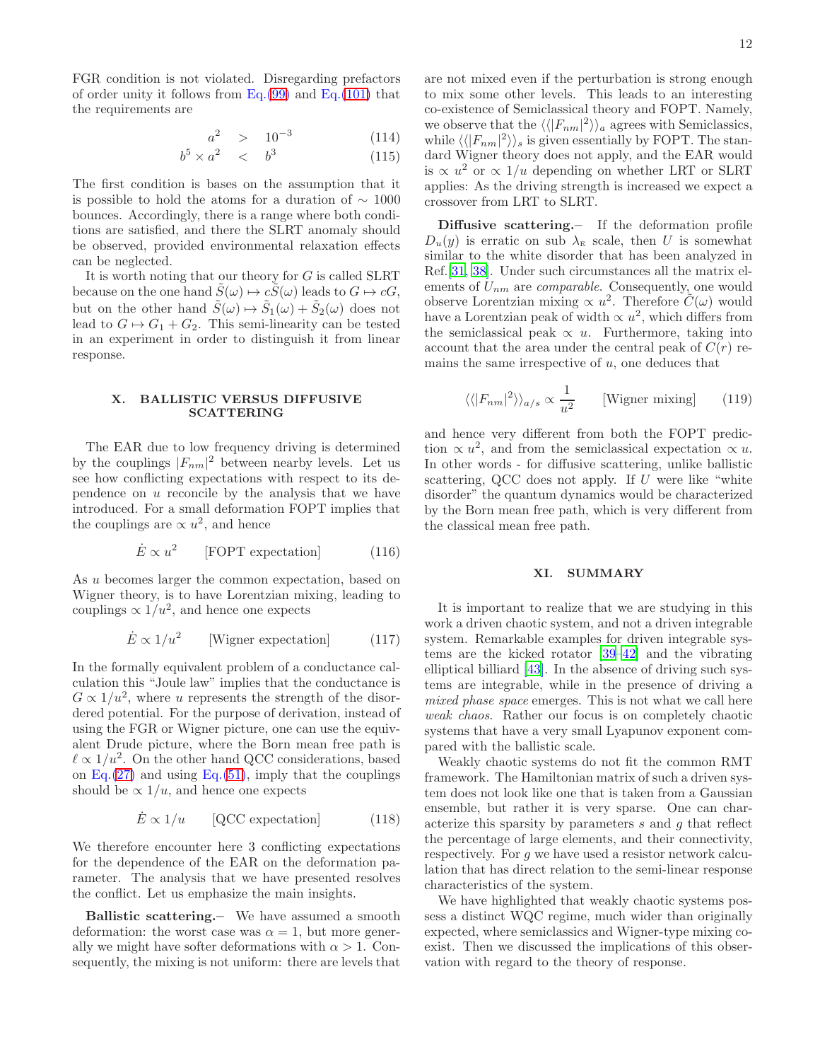FGR condition is not violated. Disregarding prefactors of order unity it follows from Eq.(99) and Eq.(101) that the requirements are

$$a^2 \quad > \quad 10^{-3} \tag{114}$$

$$b^5 \times a^2 \quad < \quad b^3 \tag{115}$$

The first condition is bases on the assumption that it is possible to hold the atoms for a duration of $\sim 1000$ bounces. Accordingly, there is a range where both conditions are satisfied, and there the SLRT anomaly should be observed, provided environmental relaxation effects can be neglected.

It is worth noting that our theory for $G$ is called SLRT because on the one hand $\tilde{S}(\omega) \mapsto c\tilde{S}(\omega)$ leads to $G \mapsto cG$, but on the other hand $\tilde{S}(\omega) \mapsto \tilde{S}_1(\omega) + \tilde{S}_2(\omega)$ does not lead to $G \mapsto G_1 + G_2$. This semi-linearity can be tested in an experiment in order to distinguish it from linear response.

## X. BALLISTIC VERSUS DIFFUSIVE SCATTERING

The EAR due to low frequency driving is determined by the couplings $|F_{nm}|^2$ between nearby levels. Let us see how conflicting expectations with respect to its dependence on $u$ reconcile by the analysis that we have introduced. For a small deformation FOPT implies that the couplings are $\propto u^2$, and hence

$$\dot{E} \propto u^2 \qquad \text{[FOPT expectation]} \tag{116}$$

As $u$ becomes larger the common expectation, based on Wigner theory, is to have Lorentzian mixing, leading to couplings $\propto 1/u^2$, and hence one expects

$$\dot{E} \propto 1/u^2 \qquad \text{[Wigner expectation]} \tag{117}$$

In the formally equivalent problem of a conductance calculation this "Joule law" implies that the conductance is $G \propto 1/u^2$, where $u$ represents the strength of the disordered potential. For the purpose of derivation, instead of using the FGR or Wigner picture, one can use the equivalent Drude picture, where the Born mean free path is $\ell \propto 1/u^2$. On the other hand QCC considerations, based on Eq.(27) and using Eq.(51), imply that the couplings should be $\propto 1/u$, and hence one expects

$$\dot{E} \propto 1/u \qquad \text{[QCC expectation]} \tag{118}$$

We therefore encounter here 3 conflicting expectations for the dependence of the EAR on the deformation parameter. The analysis that we have presented resolves the conflict. Let us emphasize the main insights.

**Ballistic scattering.–** We have assumed a smooth deformation: the worst case was $\alpha = 1$, but more generally we might have softer deformations with $\alpha > 1$. Consequently, the mixing is not uniform: there are levels that are not mixed even if the perturbation is strong enough to mix some other levels. This leads to an interesting co-existence of Semiclassical theory and FOPT. Namely, we observe that the $\langle\langle |F_{nm}|^2 \rangle\rangle_a$ agrees with Semiclassics, while $\langle\langle |F_{nm}|^2 \rangle\rangle_s$ is given essentially by FOPT. The standard Wigner theory does not apply, and the EAR would is $\propto u^2$ or $\propto 1/u$ depending on whether LRT or SLRT applies: As the driving strength is increased we expect a crossover from LRT to SLRT.

**Diffusive scattering.–** If the deformation profile $D_u(y)$ is erratic on sub $\lambda_{\text{E}}$ scale, then $U$ is somewhat similar to the white disorder that has been analyzed in Ref.[31, 38]. Under such circumstances all the matrix elements of $U_{nm}$ are *comparable*. Consequently, one would observe Lorentzian mixing $\propto u^2$. Therefore $\tilde{C}(\omega)$ would have a Lorentzian peak of width $\propto u^2$, which differs from the semiclassical peak $\propto u$. Furthermore, taking into account that the area under the central peak of $C(r)$ remains the same irrespective of $u$, one deduces that

$$\langle\langle |F_{nm}|^2 \rangle\rangle_{a/s} \propto \frac{1}{u^2} \qquad \text{[Wigner mixing]} \tag{119}$$

and hence very different from both the FOPT prediction $\propto u^2$, and from the semiclassical expectation $\propto u$. In other words - for diffusive scattering, unlike ballistic scattering, QCC does not apply. If $U$ were like "white disorder" the quantum dynamics would be characterized by the Born mean free path, which is very different from the classical mean free path.

## XI. SUMMARY

It is important to realize that we are studying in this work a driven chaotic system, and not a driven integrable system. Remarkable examples for driven integrable systems are the kicked rotator [39–42] and the vibrating elliptical billiard [43]. In the absence of driving such systems are integrable, while in the presence of driving a *mixed phase space* emerges. This is not what we call here *weak chaos*. Rather our focus is on completely chaotic systems that have a very small Lyapunov exponent compared with the ballistic scale.

Weakly chaotic systems do not fit the common RMT framework. The Hamiltonian matrix of such a driven system does not look like one that is taken from a Gaussian ensemble, but rather it is very sparse. One can characterize this sparsity by parameters $s$ and $g$ that reflect the percentage of large elements, and their connectivity, respectively. For $g$ we have used a resistor network calculation that has direct relation to the semi-linear response characteristics of the system.

We have highlighted that weakly chaotic systems possess a distinct WQC regime, much wider than originally expected, where semiclassics and Wigner-type mixing coexist. Then we discussed the implications of this observation with regard to the theory of response.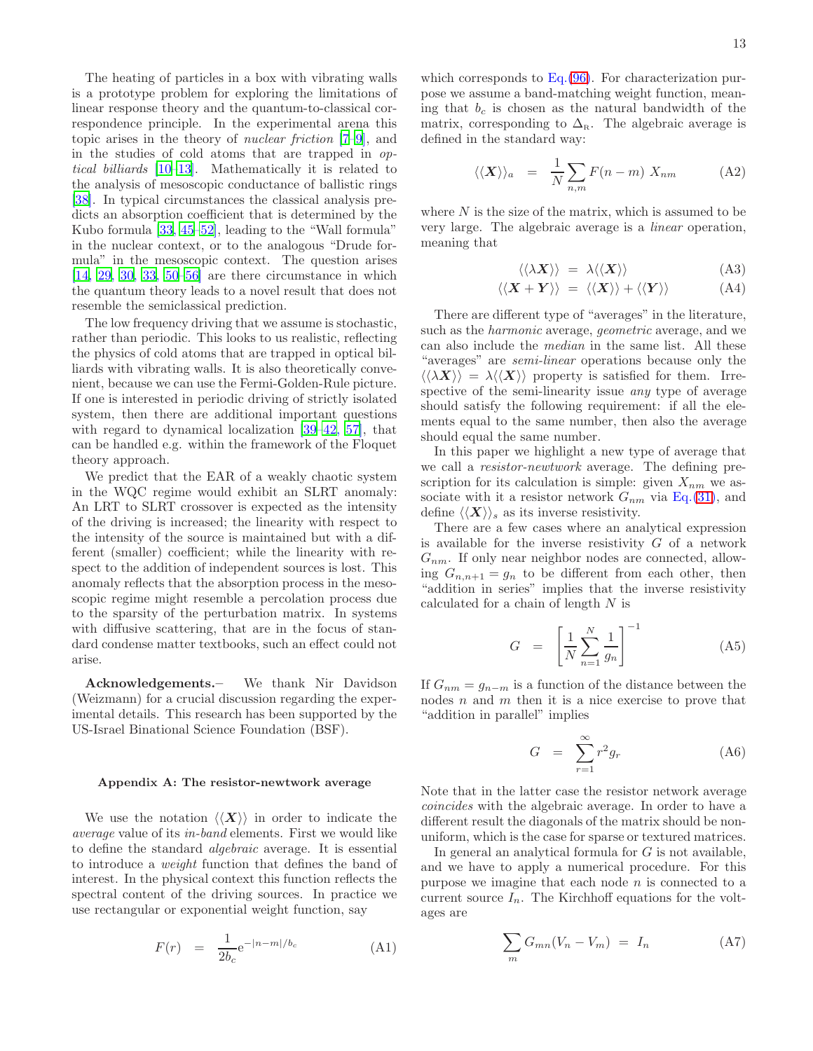The heating of particles in a box with vibrating walls is a prototype problem for exploring the limitations of linear response theory and the quantum-to-classical correspondence principle. In the experimental arena this topic arises in the theory of *nuclear friction* [7–9], and in the studies of cold atoms that are trapped in *optical billiards* [10–13]. Mathematically it is related to the analysis of mesoscopic conductance of ballistic rings [38]. In typical circumstances the classical analysis predicts an absorption coefficient that is determined by the Kubo formula [33, 45–52], leading to the "Wall formula" in the nuclear context, or to the analogous "Drude formula" in the mesoscopic context. The question arises [14, 29, 30, 33, 50–56] are there circumstance in which the quantum theory leads to a novel result that does not resemble the semiclassical prediction.

The low frequency driving that we assume is stochastic, rather than periodic. This looks to us realistic, reflecting the physics of cold atoms that are trapped in optical billiards with vibrating walls. It is also theoretically convenient, because we can use the Fermi-Golden-Rule picture. If one is interested in periodic driving of strictly isolated system, then there are additional important questions with regard to dynamical localization [39–42, 57], that can be handled e.g. within the framework of the Floquet theory approach.

We predict that the EAR of a weakly chaotic system in the WQC regime would exhibit an SLRT anomaly: An LRT to SLRT crossover is expected as the intensity of the driving is increased; the linearity with respect to the intensity of the source is maintained but with a different (smaller) coefficient; while the linearity with respect to the addition of independent sources is lost. This anomaly reflects that the absorption process in the mesoscopic regime might resemble a percolation process due to the sparsity of the perturbation matrix. In systems with diffusive scattering, that are in the focus of standard condense matter textbooks, such an effect could not arise.

**Acknowledgements.–** We thank Nir Davidson (Weizmann) for a crucial discussion regarding the experimental details. This research has been supported by the US-Israel Binational Science Foundation (BSF).

### Appendix A: The resistor-newtwork average

We use the notation $\langle\langle \boldsymbol{X} \rangle\rangle$ in order to indicate the *average* value of its *in-band* elements. First we would like to define the standard *algebraic* average. It is essential to introduce a *weight* function that defines the band of interest. In the physical context this function reflects the spectral content of the driving sources. In practice we use rectangular or exponential weight function, say

$$F(r) \;=\; \frac{1}{2b_c}\mathrm{e}^{-|n-m|/b_c} \tag{A1}$$

which corresponds to Eq.(96). For characterization purpose we assume a band-matching weight function, meaning that $b_c$ is chosen as the natural bandwidth of the matrix, corresponding to $\Delta_{\text{R}}$. The algebraic average is defined in the standard way:

$$\langle\langle \boldsymbol{X} \rangle\rangle_a \;=\; \frac{1}{N}\sum_{n,m} F(n-m)\, X_{nm} \tag{A2}$$

where $N$ is the size of the matrix, which is assumed to be very large. The algebraic average is a *linear* operation, meaning that

$$\langle\langle \lambda \boldsymbol{X} \rangle\rangle \;=\; \lambda\langle\langle \boldsymbol{X} \rangle\rangle \tag{A3}$$

$$\langle\langle \boldsymbol{X}+\boldsymbol{Y} \rangle\rangle \;=\; \langle\langle \boldsymbol{X} \rangle\rangle + \langle\langle \boldsymbol{Y} \rangle\rangle \tag{A4}$$

There are different type of "averages" in the literature, such as the *harmonic* average, *geometric* average, and we can also include the *median* in the same list. All these "averages" are *semi-linear* operations because only the $\langle\langle \lambda \boldsymbol{X} \rangle\rangle = \lambda\langle\langle \boldsymbol{X} \rangle\rangle$ property is satisfied for them. Irrespective of the semi-linearity issue *any* type of average should satisfy the following requirement: if all the elements equal to the same number, then also the average should equal the same number.

In this paper we highlight a new type of average that we call a *resistor-newtwork* average. The defining prescription for its calculation is simple: given $X_{nm}$ we associate with it a resistor network $G_{nm}$ via Eq.(31), and define $\langle\langle \boldsymbol{X} \rangle\rangle_s$ as its inverse resistivity.

There are a few cases where an analytical expression is available for the inverse resistivity $G$ of a network $G_{nm}$. If only near neighbor nodes are connected, allowing $G_{n,n+1} = g_n$ to be different from each other, then "addition in series" implies that the inverse resistivity calculated for a chain of length $N$ is

$$G \;=\; \left[\frac{1}{N}\sum_{n=1}^{N}\frac{1}{g_n}\right]^{-1} \tag{A5}$$

If $G_{nm} = g_{n-m}$ is a function of the distance between the nodes $n$ and $m$ then it is a nice exercise to prove that "addition in parallel" implies

$$G \;=\; \sum_{r=1}^{\infty} r^2 g_r \tag{A6}$$

Note that in the latter case the resistor network average *coincides* with the algebraic average. In order to have a different result the diagonals of the matrix should be non-uniform, which is the case for sparse or textured matrices.

In general an analytical formula for $G$ is not available, and we have to apply a numerical procedure. For this purpose we imagine that each node $n$ is connected to a current source $I_n$. The Kirchhoff equations for the voltages are

$$\sum_m G_{mn}(V_n - V_m) \;=\; I_n \tag{A7}$$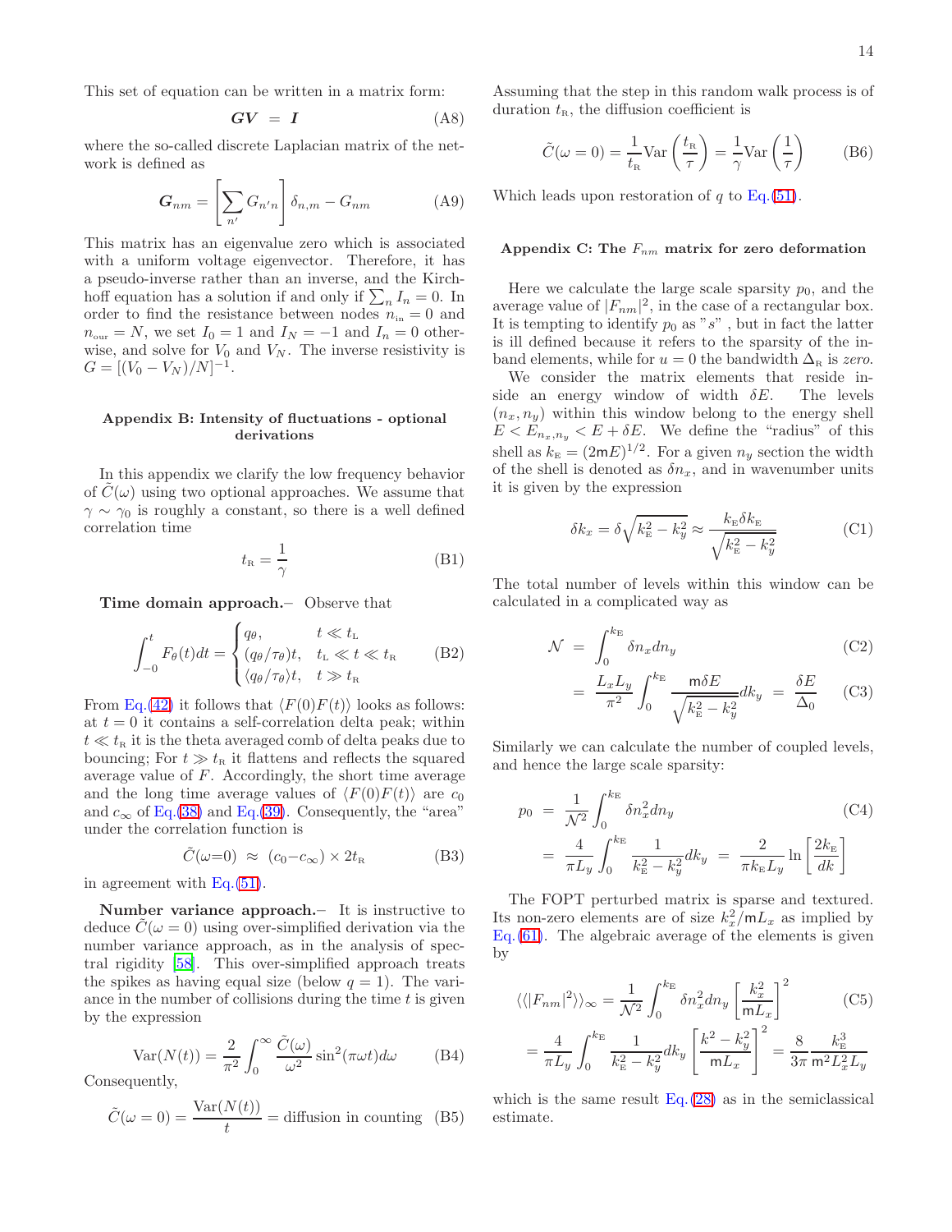This set of equation can be written in a matrix form:

$$\boldsymbol{G}\boldsymbol{V} \ = \ \boldsymbol{I} \tag{A8}$$

where the so-called discrete Laplacian matrix of the network is defined as

$$\boldsymbol{G}_{nm} = \left[\sum_{n'} G_{n'n}\right] \delta_{n,m} - G_{nm} \tag{A9}$$

This matrix has an eigenvalue zero which is associated with a uniform voltage eigenvector. Therefore, it has a pseudo-inverse rather than an inverse, and the Kirchhoff equation has a solution if and only if $\sum_n I_n = 0$. In order to find the resistance between nodes $n_{\rm in} = 0$ and $n_{\rm our} = N$, we set $I_0 = 1$ and $I_N = -1$ and $I_n = 0$ otherwise, and solve for $V_0$ and $V_N$. The inverse resistivity is $G = [(V_0 - V_N)/N]^{-1}$.

## Appendix B: Intensity of fluctuations - optional derivations

In this appendix we clarify the low frequency behavior of $\tilde{C}(\omega)$ using two optional approaches. We assume that $\gamma \sim \gamma_0$ is roughly a constant, so there is a well defined correlation time

$$t_{\rm R} = \frac{1}{\gamma} \tag{B1}$$

**Time domain approach.**– Observe that

$$\int_{-0}^{t} F_\theta(t)dt = \begin{cases} q_\theta, & t \ll t_{\rm L} \\ (q_\theta/\tau_\theta)t, & t_{\rm L} \ll t \ll t_{\rm R} \\ \langle q_\theta/\tau_\theta \rangle t, & t \gg t_{\rm R} \end{cases} \tag{B2}$$

From Eq.(42) it follows that $\langle F(0)F(t)\rangle$ looks as follows: at $t = 0$ it contains a self-correlation delta peak; within $t \ll t_{\rm R}$ it is the theta averaged comb of delta peaks due to bouncing; For $t \gg t_{\rm R}$ it flattens and reflects the squared average value of $F$. Accordingly, the short time average and the long time average values of $\langle F(0)F(t)\rangle$ are $c_0$ and $c_\infty$ of Eq.(38) and Eq.(39). Consequently, the "area" under the correlation function is

$$\tilde{C}(\omega{=}0) \ \approx \ (c_0{-}c_\infty) \times 2t_{\rm R} \tag{B3}$$

in agreement with Eq.(51).

**Number variance approach.**– It is instructive to deduce $\tilde{C}(\omega = 0)$ using over-simplified derivation via the number variance approach, as in the analysis of spectral rigidity [58]. This over-simplified approach treats the spikes as having equal size (below $q = 1$). The variance in the number of collisions during the time $t$ is given by the expression

$$\text{Var}(N(t)) = \frac{2}{\pi^2}\int_0^\infty \frac{\tilde{C}(\omega)}{\omega^2}\sin^2(\pi\omega t)d\omega \tag{B4}$$

Consequently,

$$\tilde{C}(\omega = 0) = \frac{\text{Var}(N(t))}{t} = \text{diffusion in counting} \tag{B5}$$

Assuming that the step in this random walk process is of duration $t_{\rm R}$, the diffusion coefficient is

$$\tilde{C}(\omega = 0) = \frac{1}{t_{\rm R}}\text{Var}\left(\frac{t_{\rm R}}{\tau}\right) = \frac{1}{\gamma}\text{Var}\left(\frac{1}{\tau}\right) \tag{B6}$$

Which leads upon restoration of $q$ to Eq.(51).

## Appendix C: The $F_{nm}$ matrix for zero deformation

Here we calculate the large scale sparsity $p_0$, and the average value of $|F_{nm}|^2$, in the case of a rectangular box. It is tempting to identify $p_0$ as "$s$" , but in fact the latter is ill defined because it refers to the sparsity of the in-band elements, while for $u = 0$ the bandwidth $\Delta_{\rm R}$ is *zero*.

We consider the matrix elements that reside inside an energy window of width $\delta E$. The levels $(n_x, n_y)$ within this window belong to the energy shell $E < E_{n_x,n_y} < E + \delta E$. We define the "radius" of this shell as $k_{\rm E} = (2\mathsf{m}E)^{1/2}$. For a given $n_y$ section the width of the shell is denoted as $\delta n_x$, and in wavenumber units it is given by the expression

$$\delta k_x = \delta\sqrt{k_{\rm E}^2 - k_y^2} \approx \frac{k_{\rm E}\delta k_{\rm E}}{\sqrt{k_{\rm E}^2 - k_y^2}} \tag{C1}$$

The total number of levels within this window can be calculated in a complicated way as

$$\mathcal{N} \ = \ \int_0^{k_{\rm E}} \delta n_x dn_y \tag{C2}$$

$$= \ \frac{L_x L_y}{\pi^2}\int_0^{k_{\rm E}} \frac{\mathsf{m}\delta E}{\sqrt{k_{\rm E}^2 - k_y^2}}dk_y \ = \ \frac{\delta E}{\Delta_0} \tag{C3}$$

Similarly we can calculate the number of coupled levels, and hence the large scale sparsity:

$$p_0 \ = \ \frac{1}{\mathcal{N}^2}\int_0^{k_{\rm E}} \delta n_x^2 dn_y \tag{C4}$$

$$= \ \frac{4}{\pi L_y}\int_0^{k_{\rm E}} \frac{1}{k_{\rm E}^2 - k_y^2}dk_y \ = \ \frac{2}{\pi k_{\rm E} L_y}\ln\left[\frac{2k_{\rm E}}{dk}\right]$$

The FOPT perturbed matrix is sparse and textured. Its non-zero elements are of size $k_x^2/\mathsf{m}L_x$ as implied by Eq.(61). The algebraic average of the elements is given by

$$\langle\langle |F_{nm}|^2 \rangle\rangle_\infty = \frac{1}{\mathcal{N}^2}\int_0^{k_{\rm E}} \delta n_x^2 dn_y \left[\frac{k_x^2}{\mathsf{m}L_x}\right]^2 \tag{C5}$$

$$= \frac{4}{\pi L_y}\int_0^{k_{\rm E}} \frac{1}{k_{\rm E}^2 - k_y^2}dk_y \left[\frac{k^2 - k_y^2}{\mathsf{m}L_x}\right]^2 = \frac{8}{3\pi}\frac{k_{\rm E}^3}{\mathsf{m}^2 L_x^2 L_y}$$

which is the same result Eq.(28) as in the semiclassical estimate.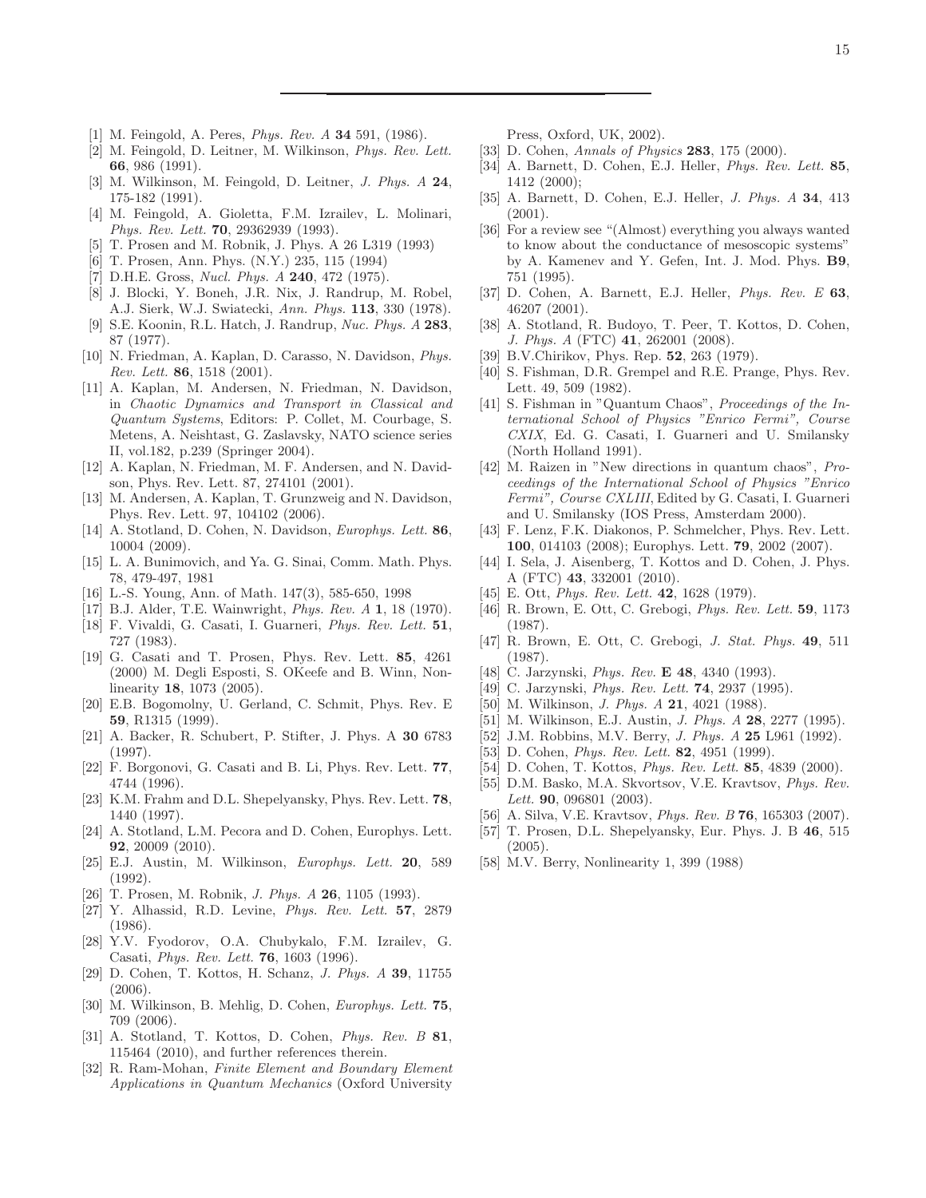---

[1] M. Feingold, A. Peres, *Phys. Rev. A* **34** 591, (1986).

[2] M. Feingold, D. Leitner, M. Wilkinson, *Phys. Rev. Lett.* **66**, 986 (1991).

[3] M. Wilkinson, M. Feingold, D. Leitner, *J. Phys. A* **24**, 175-182 (1991).

[4] M. Feingold, A. Gioletta, F.M. Izrailev, L. Molinari, *Phys. Rev. Lett.* **70**, 29362939 (1993).

[5] T. Prosen and M. Robnik, J. Phys. A 26 L319 (1993)

[6] T. Prosen, Ann. Phys. (N.Y.) 235, 115 (1994)

[7] D.H.E. Gross, *Nucl. Phys. A* **240**, 472 (1975).

[8] J. Blocki, Y. Boneh, J.R. Nix, J. Randrup, M. Robel, A.J. Sierk, W.J. Swiatecki, *Ann. Phys.* **113**, 330 (1978).

[9] S.E. Koonin, R.L. Hatch, J. Randrup, *Nuc. Phys. A* **283**, 87 (1977).

[10] N. Friedman, A. Kaplan, D. Carasso, N. Davidson, *Phys. Rev. Lett.* **86**, 1518 (2001).

[11] A. Kaplan, M. Andersen, N. Friedman, N. Davidson, in *Chaotic Dynamics and Transport in Classical and Quantum Systems*, Editors: P. Collet, M. Courbage, S. Metens, A. Neishtast, G. Zaslavsky, NATO science series II, vol.182, p.239 (Springer 2004).

[12] A. Kaplan, N. Friedman, M. F. Andersen, and N. Davidson, Phys. Rev. Lett. 87, 274101 (2001).

[13] M. Andersen, A. Kaplan, T. Grunzweig and N. Davidson, Phys. Rev. Lett. 97, 104102 (2006).

[14] A. Stotland, D. Cohen, N. Davidson, *Europhys. Lett.* **86**, 10004 (2009).

[15] L. A. Bunimovich, and Ya. G. Sinai, Comm. Math. Phys. 78, 479-497, 1981

[16] L.-S. Young, Ann. of Math. 147(3), 585-650, 1998

[17] B.J. Alder, T.E. Wainwright, *Phys. Rev. A* **1**, 18 (1970).

[18] F. Vivaldi, G. Casati, I. Guarneri, *Phys. Rev. Lett.* **51**, 727 (1983).

[19] G. Casati and T. Prosen, Phys. Rev. Lett. **85**, 4261 (2000) M. Degli Esposti, S. OKeefe and B. Winn, Nonlinearity **18**, 1073 (2005).

[20] E.B. Bogomolny, U. Gerland, C. Schmit, Phys. Rev. E **59**, R1315 (1999).

[21] A. Backer, R. Schubert, P. Stifter, J. Phys. A **30** 6783 (1997).

[22] F. Borgonovi, G. Casati and B. Li, Phys. Rev. Lett. **77**, 4744 (1996).

[23] K.M. Frahm and D.L. Shepelyansky, Phys. Rev. Lett. **78**, 1440 (1997).

[24] A. Stotland, L.M. Pecora and D. Cohen, Europhys. Lett. **92**, 20009 (2010).

[25] E.J. Austin, M. Wilkinson, *Europhys. Lett.* **20**, 589 (1992).

[26] T. Prosen, M. Robnik, *J. Phys. A* **26**, 1105 (1993).

[27] Y. Alhassid, R.D. Levine, *Phys. Rev. Lett.* **57**, 2879 (1986).

[28] Y.V. Fyodorov, O.A. Chubykalo, F.M. Izrailev, G. Casati, *Phys. Rev. Lett.* **76**, 1603 (1996).

[29] D. Cohen, T. Kottos, H. Schanz, *J. Phys. A* **39**, 11755 (2006).

[30] M. Wilkinson, B. Mehlig, D. Cohen, *Europhys. Lett.* **75**, 709 (2006).

[31] A. Stotland, T. Kottos, D. Cohen, *Phys. Rev. B* **81**, 115464 (2010), and further references therein.

[32] R. Ram-Mohan, *Finite Element and Boundary Element Applications in Quantum Mechanics* (Oxford University Press, Oxford, UK, 2002).

[33] D. Cohen, *Annals of Physics* **283**, 175 (2000).

[34] A. Barnett, D. Cohen, E.J. Heller, *Phys. Rev. Lett.* **85**, 1412 (2000);

[35] A. Barnett, D. Cohen, E.J. Heller, *J. Phys. A* **34**, 413 (2001).

[36] For a review see "(Almost) everything you always wanted to know about the conductance of mesoscopic systems" by A. Kamenev and Y. Gefen, Int. J. Mod. Phys. **B9**, 751 (1995).

[37] D. Cohen, A. Barnett, E.J. Heller, *Phys. Rev. E* **63**, 46207 (2001).

[38] A. Stotland, R. Budoyo, T. Peer, T. Kottos, D. Cohen, *J. Phys. A* (FTC) **41**, 262001 (2008).

[39] B.V.Chirikov, Phys. Rep. **52**, 263 (1979).

[40] S. Fishman, D.R. Grempel and R.E. Prange, Phys. Rev. Lett. 49, 509 (1982).

[41] S. Fishman in "Quantum Chaos", *Proceedings of the International School of Physics "Enrico Fermi", Course CXIX*, Ed. G. Casati, I. Guarneri and U. Smilansky (North Holland 1991).

[42] M. Raizen in "New directions in quantum chaos", *Proceedings of the International School of Physics "Enrico Fermi", Course CXLIII*, Edited by G. Casati, I. Guarneri and U. Smilansky (IOS Press, Amsterdam 2000).

[43] F. Lenz, F.K. Diakonos, P. Schmelcher, Phys. Rev. Lett. **100**, 014103 (2008); Europhys. Lett. **79**, 2002 (2007).

[44] I. Sela, J. Aisenberg, T. Kottos and D. Cohen, J. Phys. A (FTC) **43**, 332001 (2010).

[45] E. Ott, *Phys. Rev. Lett.* **42**, 1628 (1979).

[46] R. Brown, E. Ott, C. Grebogi, *Phys. Rev. Lett.* **59**, 1173 (1987).

[47] R. Brown, E. Ott, C. Grebogi, *J. Stat. Phys.* **49**, 511 (1987).

[48] C. Jarzynski, *Phys. Rev.* **E 48**, 4340 (1993).

[49] C. Jarzynski, *Phys. Rev. Lett.* **74**, 2937 (1995).

[50] M. Wilkinson, *J. Phys. A* **21**, 4021 (1988).

[51] M. Wilkinson, E.J. Austin, *J. Phys. A* **28**, 2277 (1995).

[52] J.M. Robbins, M.V. Berry, *J. Phys. A* **25** L961 (1992).

[53] D. Cohen, *Phys. Rev. Lett.* **82**, 4951 (1999).

[54] D. Cohen, T. Kottos, *Phys. Rev. Lett.* **85**, 4839 (2000).

[55] D.M. Basko, M.A. Skvortsov, V.E. Kravtsov, *Phys. Rev. Lett.* **90**, 096801 (2003).

[56] A. Silva, V.E. Kravtsov, *Phys. Rev. B* **76**, 165303 (2007).

[57] T. Prosen, D.L. Shepelyansky, Eur. Phys. J. B **46**, 515 (2005).

[58] M.V. Berry, Nonlinearity 1, 399 (1988)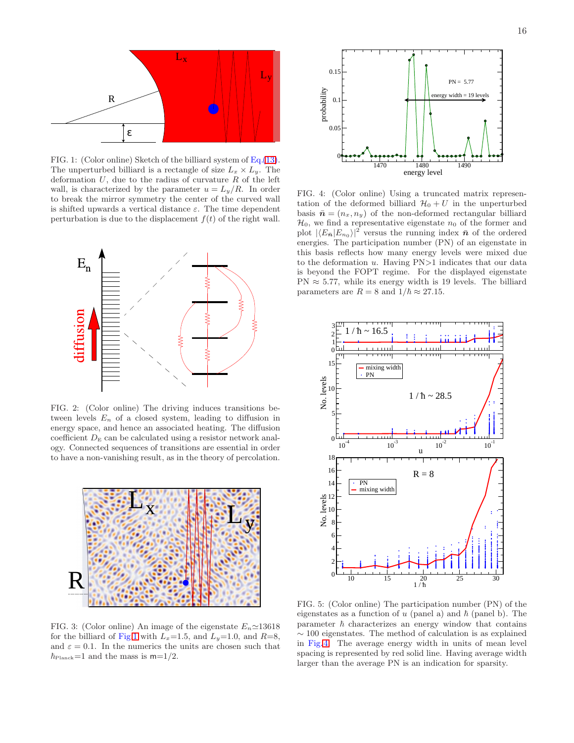FIG. 1: (Color online) Sketch of the billiard system of Eq.(13). The unperturbed billiard is a rectangle of size $L_x \times L_y$. The deformation $U$, due to the radius of curvature $R$ of the left wall, is characterized by the parameter $u = L_y/R$. In order to break the mirror symmetry the center of the curved wall is shifted upwards a vertical distance $\varepsilon$. The time dependent perturbation is due to the displacement $f(t)$ of the right wall.

FIG. 2: (Color online) The driving induces transitions between levels $E_n$ of a closed system, leading to diffusion in energy space, and hence an associated heating. The diffusion coefficient $D_{\rm E}$ can be calculated using a resistor network analogy. Connected sequences of transitions are essential in order to have a non-vanishing result, as in the theory of percolation.

FIG. 3: (Color online) An image of the eigenstate $E_n \simeq 13618$ for the billiard of Fig.1 with $L_x$=1.5, and $L_y$=1.0, and $R$=8, and $\varepsilon = 0.1$. In the numerics the units are chosen such that $\hbar_{\rm Planck}$=1 and the mass is $\mathsf{m}$=1/2.

FIG. 4: (Color online) Using a truncated matrix representation of the deformed billiard $\mathcal{H}_0 + U$ in the unperturbed basis $\bar{\boldsymbol{n}} = (n_x, n_y)$ of the non-deformed rectangular billiard $\mathcal{H}_0$, we find a representative eigenstate $n_0$ of the former and plot $|\langle E_{\bar{\boldsymbol{n}}} | E_{n_0} \rangle|^2$ versus the running index $\bar{\boldsymbol{n}}$ of the ordered energies. The participation number (PN) of an eigenstate in this basis reflects how many energy levels were mixed due to the deformation $u$. Having PN>1 indicates that our data is beyond the FOPT regime. For the displayed eigenstate PN $\approx 5.77$, while its energy width is 19 levels. The billiard parameters are $R = 8$ and $1/\hbar \approx 27.15$.

FIG. 5: (Color online) The participation number (PN) of the eigenstates as a function of $u$ (panel a) and $\hbar$ (panel b). The parameter $\hbar$ characterizes an energy window that contains $\sim 100$ eigenstates. The method of calculation is as explained in Fig.4. The average energy width in units of mean level spacing is represented by red solid line. Having average width larger than the average PN is an indication for sparsity.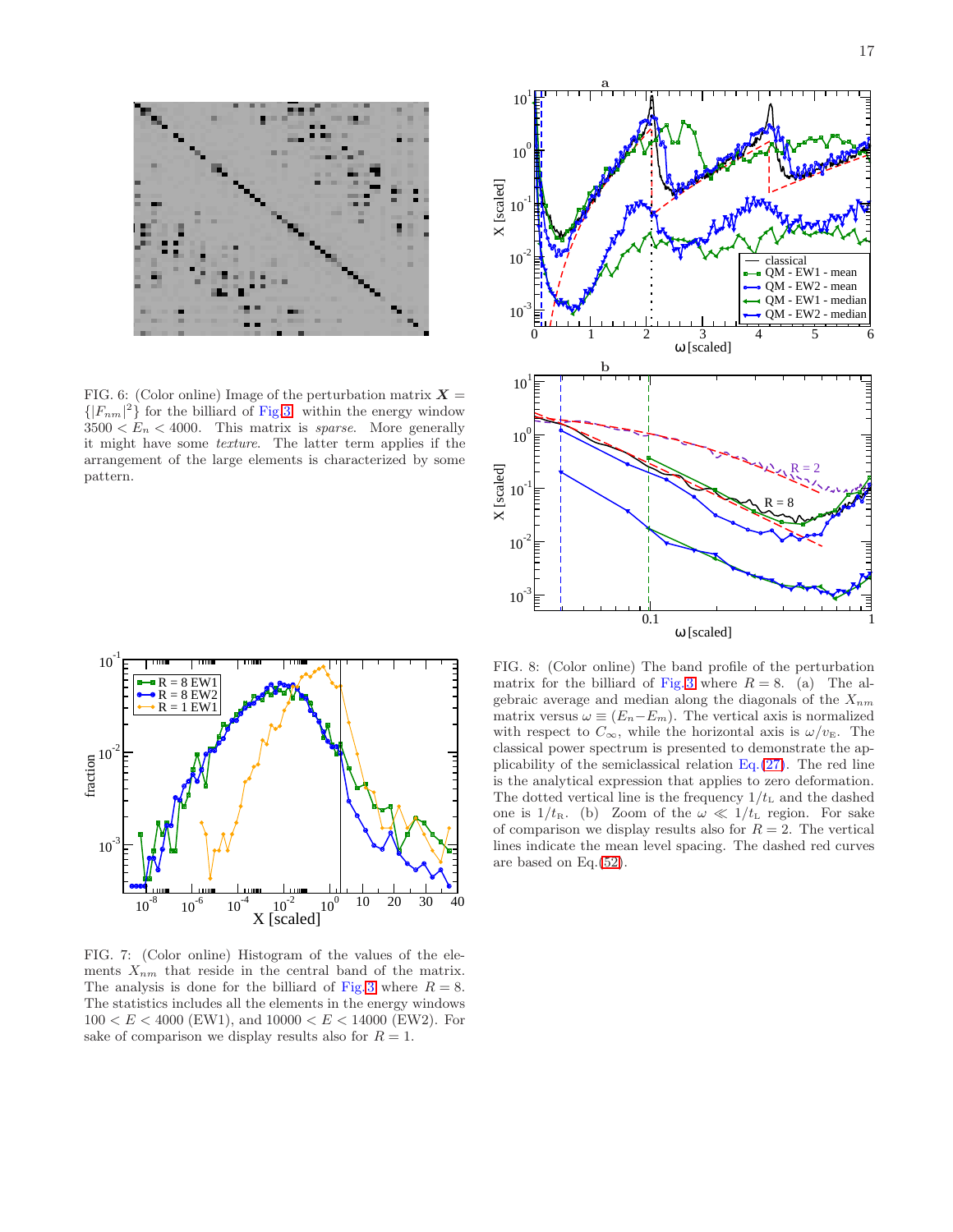FIG. 6: (Color online) Image of the perturbation matrix $\boldsymbol{X} = \{|F_{nm}|^2\}$ for the billiard of Fig.3 within the energy window $3500 < E_n < 4000$. This matrix is *sparse*. More generally it might have some *texture*. The latter term applies if the arrangement of the large elements is characterized by some pattern.

FIG. 7: (Color online) Histogram of the values of the elements $X_{nm}$ that reside in the central band of the matrix. The analysis is done for the billiard of Fig.3 where $R = 8$. The statistics includes all the elements in the energy windows $100 < E < 4000$ (EW1), and $10000 < E < 14000$ (EW2). For sake of comparison we display results also for $R = 1$.

FIG. 8: (Color online) The band profile of the perturbation matrix for the billiard of Fig.3 where $R = 8$. (a) The algebraic average and median along the diagonals of the $X_{nm}$ matrix versus $\omega \equiv (E_n - E_m)$. The vertical axis is normalized with respect to $C_\infty$, while the horizontal axis is $\omega/v_E$. The classical power spectrum is presented to demonstrate the applicability of the semiclassical relation Eq.(27). The red line is the analytical expression that applies to zero deformation. The dotted vertical line is the frequency $1/t_L$ and the dashed one is $1/t_R$. (b) Zoom of the $\omega \ll 1/t_L$ region. For sake of comparison we display results also for $R = 2$. The vertical lines indicate the mean level spacing. The dashed red curves are based on Eq.(52).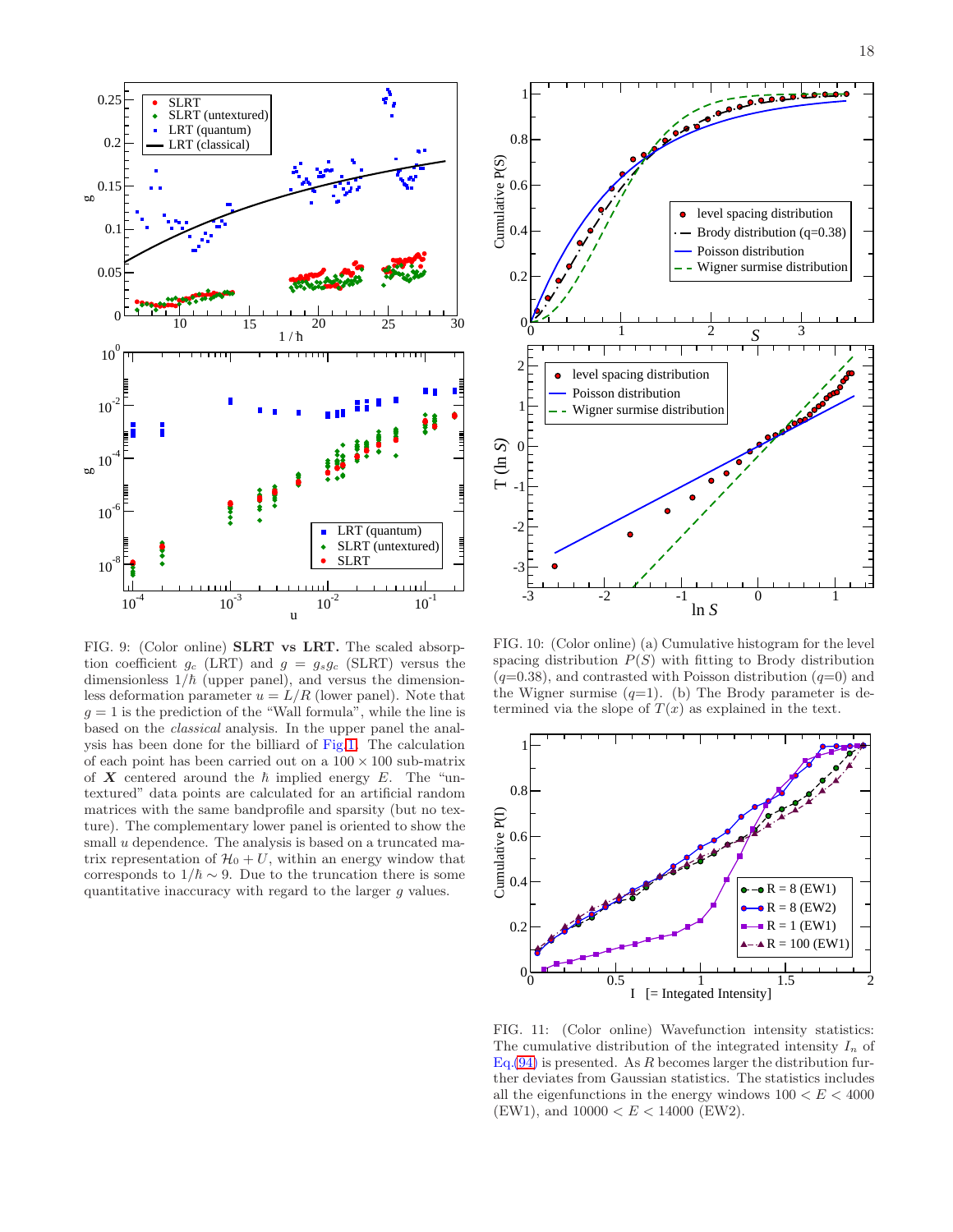0.25
0.2
0.15
0.1
0.05
0
g
10
15
20
25
30
1 / ħ

SLRT
SLRT (untextured)
LRT (quantum)
LRT (classical)

$10^{0}$
$10^{-2}$
$10^{-4}$
$10^{-6}$
$10^{-8}$
g
$10^{-4}$
$10^{-3}$
$10^{-2}$
$10^{-1}$
u

LRT (quantum)
SLRT (untextured)
SLRT

FIG. 9: (Color online) **SLRT vs LRT.** The scaled absorption coefficient $g_c$ (LRT) and $g = g_s g_c$ (SLRT) versus the dimensionless $1/\hbar$ (upper panel), and versus the dimensionless deformation parameter $u = L/R$ (lower panel). Note that $g = 1$ is the prediction of the "Wall formula", while the line is based on the *classical* analysis. In the upper panel the analysis has been done for the billiard of Fig.1. The calculation of each point has been carried out on a $100 \times 100$ sub-matrix of $\boldsymbol{X}$ centered around the $\hbar$ implied energy $E$. The "untextured" data points are calculated for an artificial random matrices with the same bandprofile and sparsity (but no texture). The complementary lower panel is oriented to show the small $u$ dependence. The analysis is based on a truncated matrix representation of $\mathcal{H}_0 + U$, within an energy window that corresponds to $1/\hbar \sim 9$. Due to the truncation there is some quantitative inaccuracy with regard to the larger $g$ values.

Cumulative P(S)
1
0.8
0.6
0.4
0.2
0
0
1
2
3
S

level spacing distribution
Brody distribution (q=0.38)
Poisson distribution
Wigner surmise distribution

T (ln S)
2
1
0
-1
-2
-3
-3
-2
-1
0
1
ln S

level spacing distribution
Poisson distribution
Wigner surmise distribution

FIG. 10: (Color online) (a) Cumulative histogram for the level spacing distribution $P(S)$ with fitting to Brody distribution ($q$=0.38), and contrasted with Poisson distribution ($q$=0) and the Wigner surmise ($q$=1). (b) The Brody parameter is determined via the slope of $T(x)$ as explained in the text.

Cumulative P(I)
1
0.8
0.6
0.4
0.2
0
0
0.5
1
1.5
2
I [= Integated Intensity]

R = 8 (EW1)
R = 8 (EW2)
R = 1 (EW1)
R = 100 (EW1)

FIG. 11: (Color online) Wavefunction intensity statistics: The cumulative distribution of the integrated intensity $I_n$ of Eq.(94) is presented. As $R$ becomes larger the distribution further deviates from Gaussian statistics. The statistics includes all the eigenfunctions in the energy windows $100 < E < 4000$ (EW1), and $10000 < E < 14000$ (EW2).